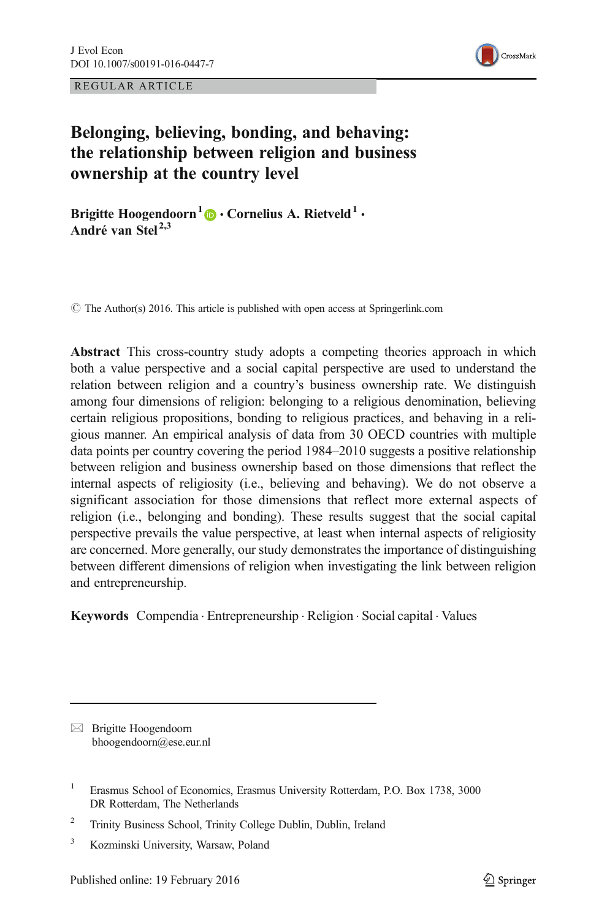REGULAR ARTICLE

# Belonging, believing, bonding, and behaving: the relationship between religion and business ownership at the country level

**Brigitte Hoogendoorn**[1] **· Cornelius A. Rietveld**[1] **· André van Stel**[2,3]

© The Author(s) 2016. This article is published with open access at Springerlink.com

**Abstract** This cross-country study adopts a competing theories approach in which both a value perspective and a social capital perspective are used to understand the relation between religion and a country's business ownership rate. We distinguish among four dimensions of religion: belonging to a religious denomination, believing certain religious propositions, bonding to religious practices, and behaving in a religious manner. An empirical analysis of data from 30 OECD countries with multiple data points per country covering the period 1984–2010 suggests a positive relationship between religion and business ownership based on those dimensions that reflect the internal aspects of religiosity (i.e., believing and behaving). We do not observe a significant association for those dimensions that reflect more external aspects of religion (i.e., belonging and bonding). These results suggest that the social capital perspective prevails the value perspective, at least when internal aspects of religiosity are concerned. More generally, our study demonstrates the importance of distinguishing between different dimensions of religion when investigating the link between religion and entrepreneurship.

**Keywords** Compendia · Entrepreneurship · Religion · Social capital · Values

---

✉ Brigitte Hoogendoorn
bhoogendoorn@ese.eur.nl

[1] Erasmus School of Economics, Erasmus University Rotterdam, P.O. Box 1738, 3000 DR Rotterdam, The Netherlands

[2] Trinity Business School, Trinity College Dublin, Dublin, Ireland

[3] Kozminski University, Warsaw, Poland

Published online: 19 February 2016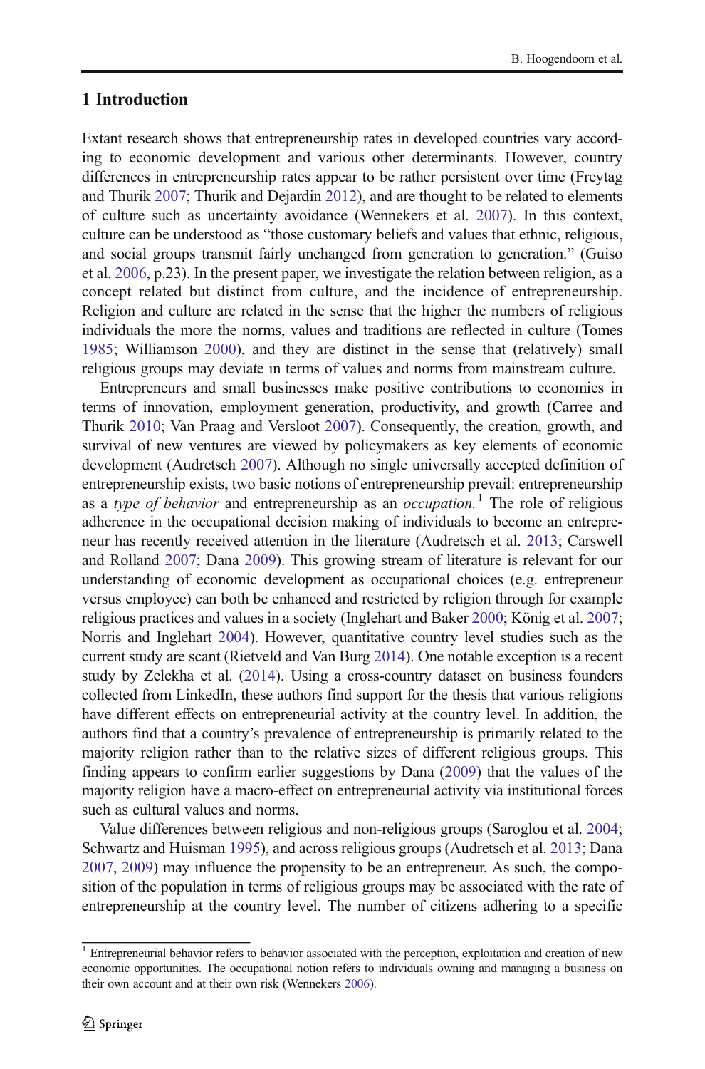## 1 Introduction

Extant research shows that entrepreneurship rates in developed countries vary according to economic development and various other determinants. However, country differences in entrepreneurship rates appear to be rather persistent over time (Freytag and Thurik 2007; Thurik and Dejardin 2012), and are thought to be related to elements of culture such as uncertainty avoidance (Wennekers et al. 2007). In this context, culture can be understood as "those customary beliefs and values that ethnic, religious, and social groups transmit fairly unchanged from generation to generation." (Guiso et al. 2006, p.23). In the present paper, we investigate the relation between religion, as a concept related but distinct from culture, and the incidence of entrepreneurship. Religion and culture are related in the sense that the higher the numbers of religious individuals the more the norms, values and traditions are reflected in culture (Tomes 1985; Williamson 2000), and they are distinct in the sense that (relatively) small religious groups may deviate in terms of values and norms from mainstream culture.

Entrepreneurs and small businesses make positive contributions to economies in terms of innovation, employment generation, productivity, and growth (Carree and Thurik 2010; Van Praag and Versloot 2007). Consequently, the creation, growth, and survival of new ventures are viewed by policymakers as key elements of economic development (Audretsch 2007). Although no single universally accepted definition of entrepreneurship exists, two basic notions of entrepreneurship prevail: entrepreneurship as a *type of behavior* and entrepreneurship as an *occupation.*[1] The role of religious adherence in the occupational decision making of individuals to become an entrepreneur has recently received attention in the literature (Audretsch et al. 2013; Carswell and Rolland 2007; Dana 2009). This growing stream of literature is relevant for our understanding of economic development as occupational choices (e.g. entrepreneur versus employee) can both be enhanced and restricted by religion through for example religious practices and values in a society (Inglehart and Baker 2000; König et al. 2007; Norris and Inglehart 2004). However, quantitative country level studies such as the current study are scant (Rietveld and Van Burg 2014). One notable exception is a recent study by Zelekha et al. (2014). Using a cross-country dataset on business founders collected from LinkedIn, these authors find support for the thesis that various religions have different effects on entrepreneurial activity at the country level. In addition, the authors find that a country's prevalence of entrepreneurship is primarily related to the majority religion rather than to the relative sizes of different religious groups. This finding appears to confirm earlier suggestions by Dana (2009) that the values of the majority religion have a macro-effect on entrepreneurial activity via institutional forces such as cultural values and norms.

Value differences between religious and non-religious groups (Saroglou et al. 2004; Schwartz and Huisman 1995), and across religious groups (Audretsch et al. 2013; Dana 2007, 2009) may influence the propensity to be an entrepreneur. As such, the composition of the population in terms of religious groups may be associated with the rate of entrepreneurship at the country level. The number of citizens adhering to a specific

[1] Entrepreneurial behavior refers to behavior associated with the perception, exploitation and creation of new economic opportunities. The occupational notion refers to individuals owning and managing a business on their own account and at their own risk (Wennekers 2006).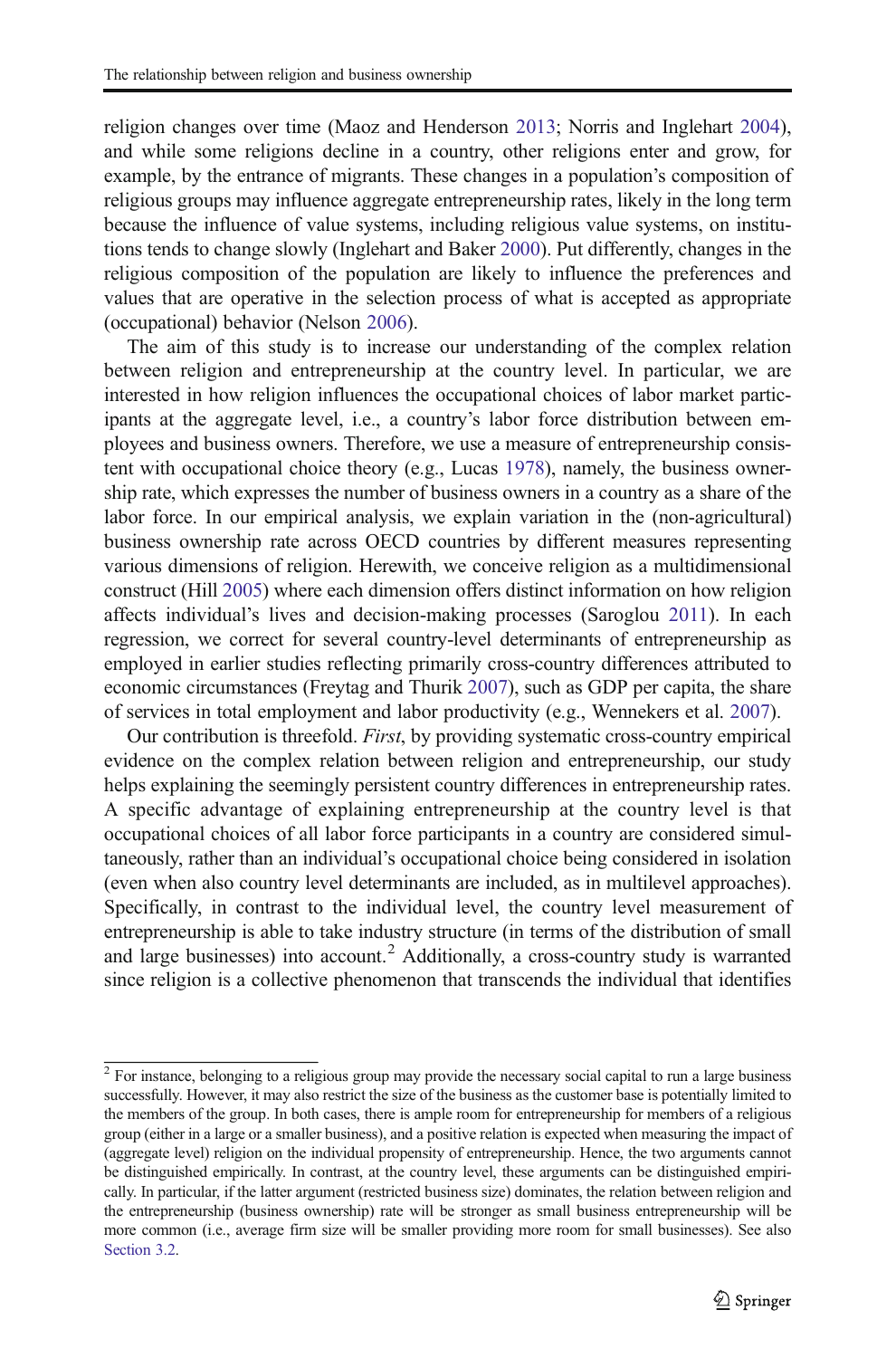religion changes over time (Maoz and Henderson 2013; Norris and Inglehart 2004), and while some religions decline in a country, other religions enter and grow, for example, by the entrance of migrants. These changes in a population's composition of religious groups may influence aggregate entrepreneurship rates, likely in the long term because the influence of value systems, including religious value systems, on institutions tends to change slowly (Inglehart and Baker 2000). Put differently, changes in the religious composition of the population are likely to influence the preferences and values that are operative in the selection process of what is accepted as appropriate (occupational) behavior (Nelson 2006).

The aim of this study is to increase our understanding of the complex relation between religion and entrepreneurship at the country level. In particular, we are interested in how religion influences the occupational choices of labor market participants at the aggregate level, i.e., a country's labor force distribution between employees and business owners. Therefore, we use a measure of entrepreneurship consistent with occupational choice theory (e.g., Lucas 1978), namely, the business ownership rate, which expresses the number of business owners in a country as a share of the labor force. In our empirical analysis, we explain variation in the (non-agricultural) business ownership rate across OECD countries by different measures representing various dimensions of religion. Herewith, we conceive religion as a multidimensional construct (Hill 2005) where each dimension offers distinct information on how religion affects individual's lives and decision-making processes (Saroglou 2011). In each regression, we correct for several country-level determinants of entrepreneurship as employed in earlier studies reflecting primarily cross-country differences attributed to economic circumstances (Freytag and Thurik 2007), such as GDP per capita, the share of services in total employment and labor productivity (e.g., Wennekers et al. 2007).

Our contribution is threefold. *First*, by providing systematic cross-country empirical evidence on the complex relation between religion and entrepreneurship, our study helps explaining the seemingly persistent country differences in entrepreneurship rates. A specific advantage of explaining entrepreneurship at the country level is that occupational choices of all labor force participants in a country are considered simultaneously, rather than an individual's occupational choice being considered in isolation (even when also country level determinants are included, as in multilevel approaches). Specifically, in contrast to the individual level, the country level measurement of entrepreneurship is able to take industry structure (in terms of the distribution of small and large businesses) into account.[2] Additionally, a cross-country study is warranted since religion is a collective phenomenon that transcends the individual that identifies

[2] For instance, belonging to a religious group may provide the necessary social capital to run a large business successfully. However, it may also restrict the size of the business as the customer base is potentially limited to the members of the group. In both cases, there is ample room for entrepreneurship for members of a religious group (either in a large or a smaller business), and a positive relation is expected when measuring the impact of (aggregate level) religion on the individual propensity of entrepreneurship. Hence, the two arguments cannot be distinguished empirically. In contrast, at the country level, these arguments can be distinguished empirically. In particular, if the latter argument (restricted business size) dominates, the relation between religion and the entrepreneurship (business ownership) rate will be stronger as small business entrepreneurship will be more common (i.e., average firm size will be smaller providing more room for small businesses). See also Section 3.2.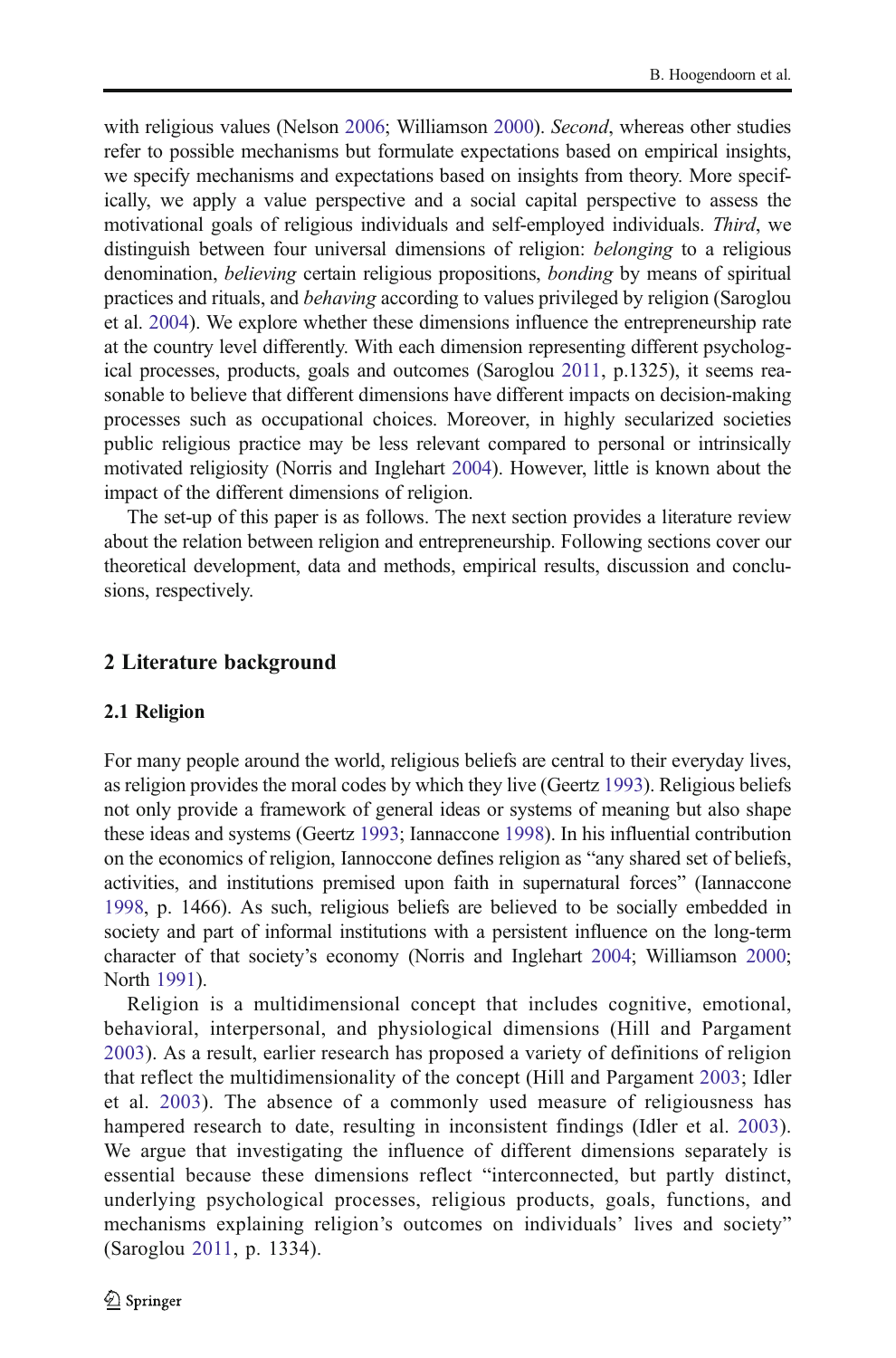with religious values (Nelson 2006; Williamson 2000). *Second*, whereas other studies refer to possible mechanisms but formulate expectations based on empirical insights, we specify mechanisms and expectations based on insights from theory. More specifically, we apply a value perspective and a social capital perspective to assess the motivational goals of religious individuals and self-employed individuals. *Third*, we distinguish between four universal dimensions of religion: *belonging* to a religious denomination, *believing* certain religious propositions, *bonding* by means of spiritual practices and rituals, and *behaving* according to values privileged by religion (Saroglou et al. 2004). We explore whether these dimensions influence the entrepreneurship rate at the country level differently. With each dimension representing different psychological processes, products, goals and outcomes (Saroglou 2011, p.1325), it seems reasonable to believe that different dimensions have different impacts on decision-making processes such as occupational choices. Moreover, in highly secularized societies public religious practice may be less relevant compared to personal or intrinsically motivated religiosity (Norris and Inglehart 2004). However, little is known about the impact of the different dimensions of religion.

The set-up of this paper is as follows. The next section provides a literature review about the relation between religion and entrepreneurship. Following sections cover our theoretical development, data and methods, empirical results, discussion and conclusions, respectively.

## 2 Literature background

### 2.1 Religion

For many people around the world, religious beliefs are central to their everyday lives, as religion provides the moral codes by which they live (Geertz 1993). Religious beliefs not only provide a framework of general ideas or systems of meaning but also shape these ideas and systems (Geertz 1993; Iannaccone 1998). In his influential contribution on the economics of religion, Iannoccone defines religion as "any shared set of beliefs, activities, and institutions premised upon faith in supernatural forces" (Iannaccone 1998, p. 1466). As such, religious beliefs are believed to be socially embedded in society and part of informal institutions with a persistent influence on the long-term character of that society's economy (Norris and Inglehart 2004; Williamson 2000; North 1991).

Religion is a multidimensional concept that includes cognitive, emotional, behavioral, interpersonal, and physiological dimensions (Hill and Pargament 2003). As a result, earlier research has proposed a variety of definitions of religion that reflect the multidimensionality of the concept (Hill and Pargament 2003; Idler et al. 2003). The absence of a commonly used measure of religiousness has hampered research to date, resulting in inconsistent findings (Idler et al. 2003). We argue that investigating the influence of different dimensions separately is essential because these dimensions reflect "interconnected, but partly distinct, underlying psychological processes, religious products, goals, functions, and mechanisms explaining religion's outcomes on individuals' lives and society" (Saroglou 2011, p. 1334).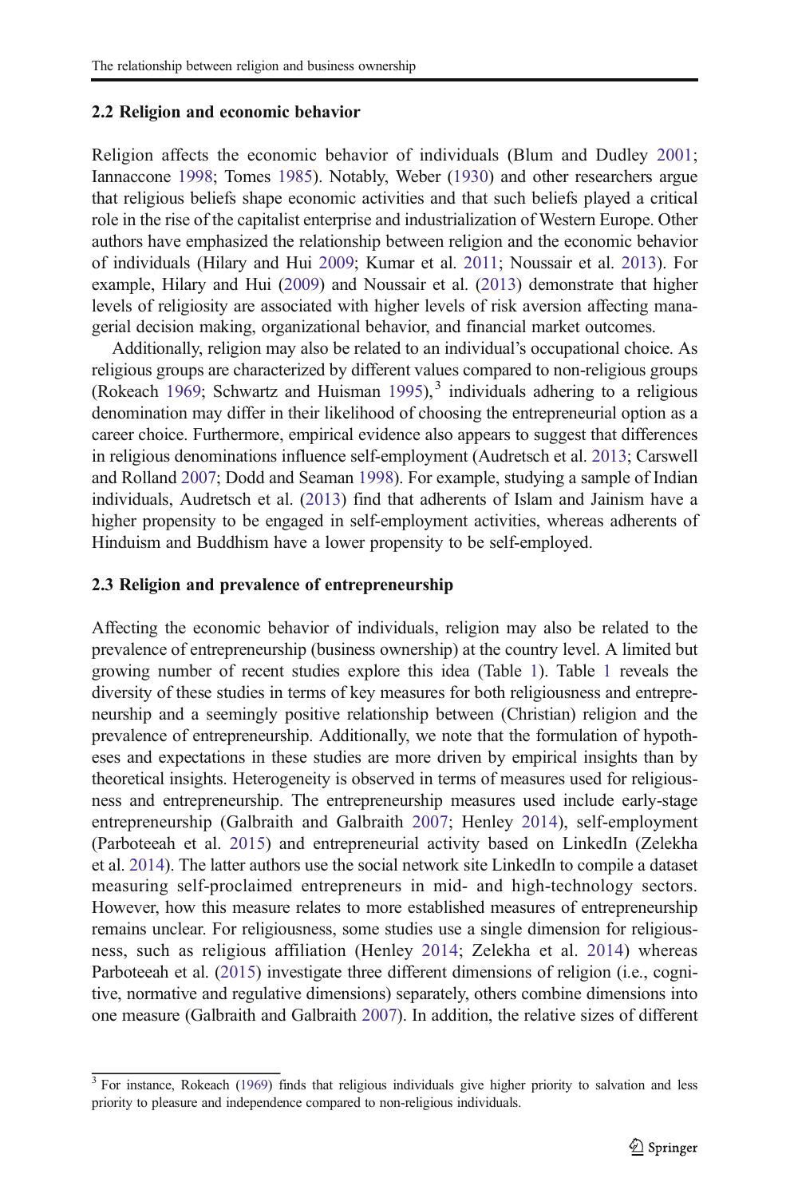### 2.2 Religion and economic behavior

Religion affects the economic behavior of individuals (Blum and Dudley 2001; Iannaccone 1998; Tomes 1985). Notably, Weber (1930) and other researchers argue that religious beliefs shape economic activities and that such beliefs played a critical role in the rise of the capitalist enterprise and industrialization of Western Europe. Other authors have emphasized the relationship between religion and the economic behavior of individuals (Hilary and Hui 2009; Kumar et al. 2011; Noussair et al. 2013). For example, Hilary and Hui (2009) and Noussair et al. (2013) demonstrate that higher levels of religiosity are associated with higher levels of risk aversion affecting managerial decision making, organizational behavior, and financial market outcomes.

Additionally, religion may also be related to an individual's occupational choice. As religious groups are characterized by different values compared to non-religious groups (Rokeach 1969; Schwartz and Huisman 1995),[3] individuals adhering to a religious denomination may differ in their likelihood of choosing the entrepreneurial option as a career choice. Furthermore, empirical evidence also appears to suggest that differences in religious denominations influence self-employment (Audretsch et al. 2013; Carswell and Rolland 2007; Dodd and Seaman 1998). For example, studying a sample of Indian individuals, Audretsch et al. (2013) find that adherents of Islam and Jainism have a higher propensity to be engaged in self-employment activities, whereas adherents of Hinduism and Buddhism have a lower propensity to be self-employed.

### 2.3 Religion and prevalence of entrepreneurship

Affecting the economic behavior of individuals, religion may also be related to the prevalence of entrepreneurship (business ownership) at the country level. A limited but growing number of recent studies explore this idea (Table 1). Table 1 reveals the diversity of these studies in terms of key measures for both religiousness and entrepreneurship and a seemingly positive relationship between (Christian) religion and the prevalence of entrepreneurship. Additionally, we note that the formulation of hypotheses and expectations in these studies are more driven by empirical insights than by theoretical insights. Heterogeneity is observed in terms of measures used for religiousness and entrepreneurship. The entrepreneurship measures used include early-stage entrepreneurship (Galbraith and Galbraith 2007; Henley 2014), self-employment (Parboteeah et al. 2015) and entrepreneurial activity based on LinkedIn (Zelekha et al. 2014). The latter authors use the social network site LinkedIn to compile a dataset measuring self-proclaimed entrepreneurs in mid- and high-technology sectors. However, how this measure relates to more established measures of entrepreneurship remains unclear. For religiousness, some studies use a single dimension for religiousness, such as religious affiliation (Henley 2014; Zelekha et al. 2014) whereas Parboteeah et al. (2015) investigate three different dimensions of religion (i.e., cognitive, normative and regulative dimensions) separately, others combine dimensions into one measure (Galbraith and Galbraith 2007). In addition, the relative sizes of different

[3] For instance, Rokeach (1969) finds that religious individuals give higher priority to salvation and less priority to pleasure and independence compared to non-religious individuals.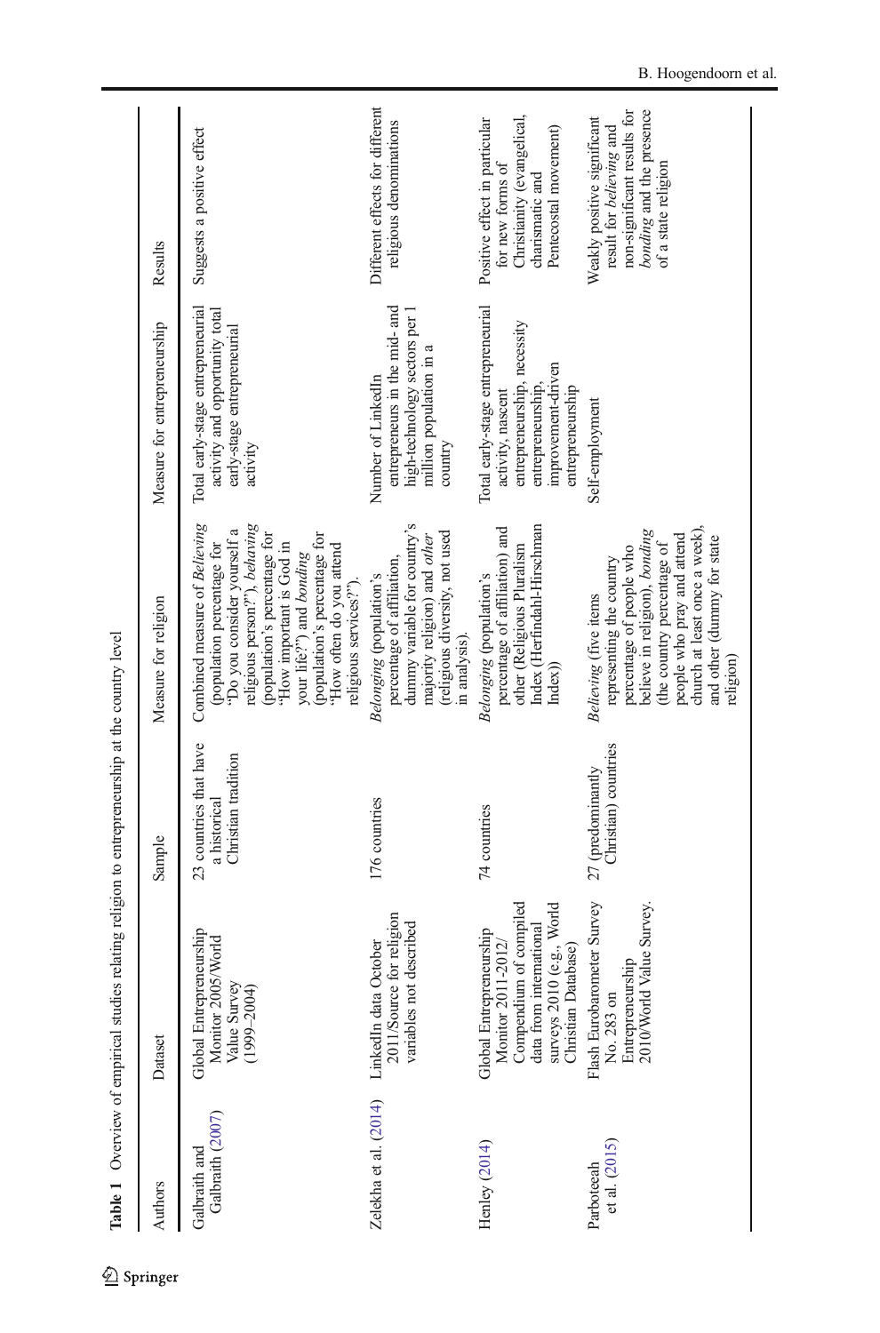**Table 1** Overview of empirical studies relating religion to entrepreneurship at the country level

| Authors | Dataset | Sample | Measure for religion | Measure for entrepreneurship | Results |
|---|---|---|---|---|---|
| Galbraith and Galbraith (2007) | Global Entrepreneurship Monitor 2005/World Value Survey (1999–2004) | 23 countries that have a historical Christian tradition | Combined measure of *Believing* (population percentage for 'Do you consider yourself a religious person?'), *behaving* (population's percentage for 'How important is God in your life?') and *bonding* (population's percentage for 'How often do you attend religious services?'). | Total early-stage entrepreneurial activity and opportunity total early-stage entrepreneurial activity | Suggests a positive effect |
| Zelekha et al. (2014) | LinkedIn data October 2011/Source for religion variables not described | 176 countries | *Belonging* (population's percentage of affiliation, dummy variable for country's majority religion) and *other* (religious diversity, not used in analysis). | Number of LinkedIn entrepreneurs in the mid- and high-technology sectors per 1 million population in a country | Different effects for different religious denominations |
| Henley (2014) | Global Entrepreneurship Monitor 2011-2012/ Compendium of compiled data from international surveys 2010 (e.g., World Christian Database) | 74 countries | *Belonging* (population's percentage of affiliation) and other (Religious Pluralism Index (Herfindahl-Hirschman Index)) | Total early-stage entrepreneurial activity, nascent entrepreneurship, necessity entrepreneurship, improvement-driven entrepreneurship | Positive effect in particular for new forms of Christianity (evangelical, charismatic and Pentecostal movement) |
| Parboteeah et al. (2015) | Flash Eurobarometer Survey No. 283 on Entrepreneurship 2010/World Value Survey. | 27 (predominantly Christian) countries | *Believing* (five items representing the country percentage of people who believe in religion), *bonding* (the country percentage of people who pray and attend church at least once a week), and other (dummy for state religion) | Self-employment | Weakly positive significant result for *believing* and non-significant results for *bonding* and the presence of a state religion |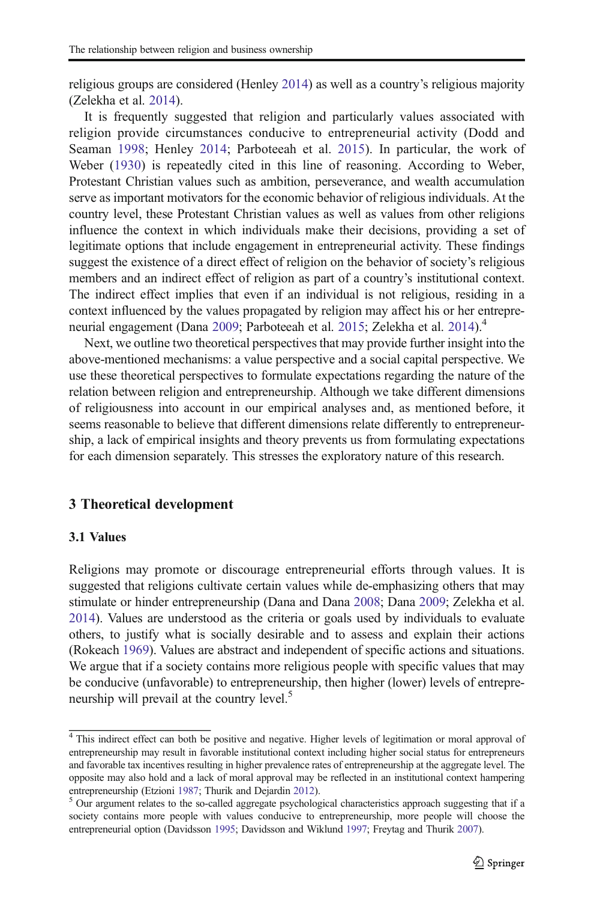religious groups are considered (Henley 2014) as well as a country's religious majority (Zelekha et al. 2014).

It is frequently suggested that religion and particularly values associated with religion provide circumstances conducive to entrepreneurial activity (Dodd and Seaman 1998; Henley 2014; Parboteeah et al. 2015). In particular, the work of Weber (1930) is repeatedly cited in this line of reasoning. According to Weber, Protestant Christian values such as ambition, perseverance, and wealth accumulation serve as important motivators for the economic behavior of religious individuals. At the country level, these Protestant Christian values as well as values from other religions influence the context in which individuals make their decisions, providing a set of legitimate options that include engagement in entrepreneurial activity. These findings suggest the existence of a direct effect of religion on the behavior of society's religious members and an indirect effect of religion as part of a country's institutional context. The indirect effect implies that even if an individual is not religious, residing in a context influenced by the values propagated by religion may affect his or her entrepreneurial engagement (Dana 2009; Parboteeah et al. 2015; Zelekha et al. 2014).[4]

Next, we outline two theoretical perspectives that may provide further insight into the above-mentioned mechanisms: a value perspective and a social capital perspective. We use these theoretical perspectives to formulate expectations regarding the nature of the relation between religion and entrepreneurship. Although we take different dimensions of religiousness into account in our empirical analyses and, as mentioned before, it seems reasonable to believe that different dimensions relate differently to entrepreneurship, a lack of empirical insights and theory prevents us from formulating expectations for each dimension separately. This stresses the exploratory nature of this research.

## 3 Theoretical development

### 3.1 Values

Religions may promote or discourage entrepreneurial efforts through values. It is suggested that religions cultivate certain values while de-emphasizing others that may stimulate or hinder entrepreneurship (Dana and Dana 2008; Dana 2009; Zelekha et al. 2014). Values are understood as the criteria or goals used by individuals to evaluate others, to justify what is socially desirable and to assess and explain their actions (Rokeach 1969). Values are abstract and independent of specific actions and situations. We argue that if a society contains more religious people with specific values that may be conducive (unfavorable) to entrepreneurship, then higher (lower) levels of entrepreneurship will prevail at the country level.[5]

[4] This indirect effect can both be positive and negative. Higher levels of legitimation or moral approval of entrepreneurship may result in favorable institutional context including higher social status for entrepreneurs and favorable tax incentives resulting in higher prevalence rates of entrepreneurship at the aggregate level. The opposite may also hold and a lack of moral approval may be reflected in an institutional context hampering entrepreneurship (Etzioni 1987; Thurik and Dejardin 2012).

[5] Our argument relates to the so-called aggregate psychological characteristics approach suggesting that if a society contains more people with values conducive to entrepreneurship, more people will choose the entrepreneurial option (Davidsson 1995; Davidsson and Wiklund 1997; Freytag and Thurik 2007).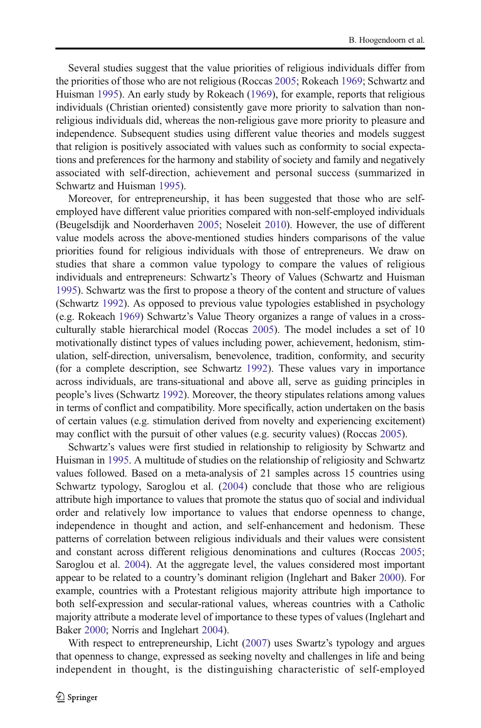Several studies suggest that the value priorities of religious individuals differ from the priorities of those who are not religious (Roccas 2005; Rokeach 1969; Schwartz and Huisman 1995). An early study by Rokeach (1969), for example, reports that religious individuals (Christian oriented) consistently gave more priority to salvation than non-religious individuals did, whereas the non-religious gave more priority to pleasure and independence. Subsequent studies using different value theories and models suggest that religion is positively associated with values such as conformity to social expectations and preferences for the harmony and stability of society and family and negatively associated with self-direction, achievement and personal success (summarized in Schwartz and Huisman 1995).

Moreover, for entrepreneurship, it has been suggested that those who are self-employed have different value priorities compared with non-self-employed individuals (Beugelsdijk and Noorderhaven 2005; Noseleit 2010). However, the use of different value models across the above-mentioned studies hinders comparisons of the value priorities found for religious individuals with those of entrepreneurs. We draw on studies that share a common value typology to compare the values of religious individuals and entrepreneurs: Schwartz's Theory of Values (Schwartz and Huisman 1995). Schwartz was the first to propose a theory of the content and structure of values (Schwartz 1992). As opposed to previous value typologies established in psychology (e.g. Rokeach 1969) Schwartz's Value Theory organizes a range of values in a cross-culturally stable hierarchical model (Roccas 2005). The model includes a set of 10 motivationally distinct types of values including power, achievement, hedonism, stimulation, self-direction, universalism, benevolence, tradition, conformity, and security (for a complete description, see Schwartz 1992). These values vary in importance across individuals, are trans-situational and above all, serve as guiding principles in people's lives (Schwartz 1992). Moreover, the theory stipulates relations among values in terms of conflict and compatibility. More specifically, action undertaken on the basis of certain values (e.g. stimulation derived from novelty and experiencing excitement) may conflict with the pursuit of other values (e.g. security values) (Roccas 2005).

Schwartz's values were first studied in relationship to religiosity by Schwartz and Huisman in 1995. A multitude of studies on the relationship of religiosity and Schwartz values followed. Based on a meta-analysis of 21 samples across 15 countries using Schwartz typology, Saroglou et al. (2004) conclude that those who are religious attribute high importance to values that promote the status quo of social and individual order and relatively low importance to values that endorse openness to change, independence in thought and action, and self-enhancement and hedonism. These patterns of correlation between religious individuals and their values were consistent and constant across different religious denominations and cultures (Roccas 2005; Saroglou et al. 2004). At the aggregate level, the values considered most important appear to be related to a country's dominant religion (Inglehart and Baker 2000). For example, countries with a Protestant religious majority attribute high importance to both self-expression and secular-rational values, whereas countries with a Catholic majority attribute a moderate level of importance to these types of values (Inglehart and Baker 2000; Norris and Inglehart 2004).

With respect to entrepreneurship, Licht (2007) uses Swartz's typology and argues that openness to change, expressed as seeking novelty and challenges in life and being independent in thought, is the distinguishing characteristic of self-employed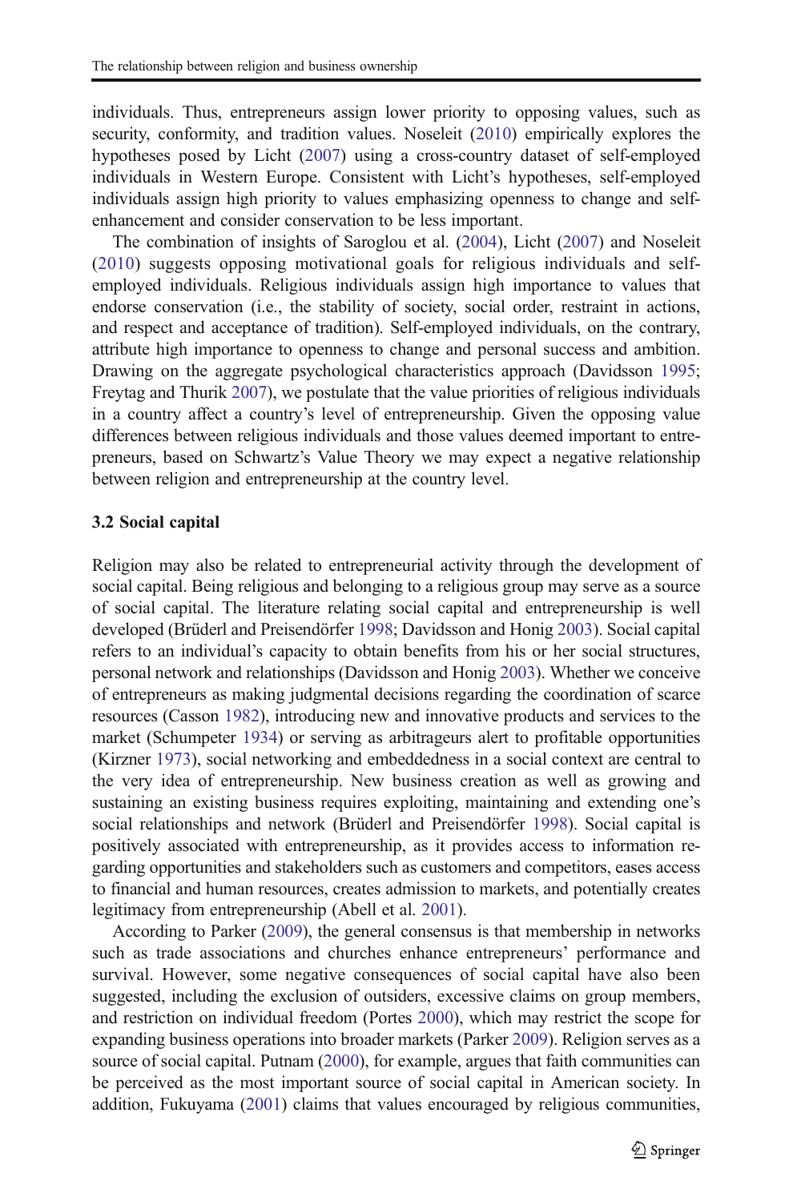individuals. Thus, entrepreneurs assign lower priority to opposing values, such as security, conformity, and tradition values. Noseleit (2010) empirically explores the hypotheses posed by Licht (2007) using a cross-country dataset of self-employed individuals in Western Europe. Consistent with Licht's hypotheses, self-employed individuals assign high priority to values emphasizing openness to change and self-enhancement and consider conservation to be less important.

The combination of insights of Saroglou et al. (2004), Licht (2007) and Noseleit (2010) suggests opposing motivational goals for religious individuals and self-employed individuals. Religious individuals assign high importance to values that endorse conservation (i.e., the stability of society, social order, restraint in actions, and respect and acceptance of tradition). Self-employed individuals, on the contrary, attribute high importance to openness to change and personal success and ambition. Drawing on the aggregate psychological characteristics approach (Davidsson 1995; Freytag and Thurik 2007), we postulate that the value priorities of religious individuals in a country affect a country's level of entrepreneurship. Given the opposing value differences between religious individuals and those values deemed important to entrepreneurs, based on Schwartz's Value Theory we may expect a negative relationship between religion and entrepreneurship at the country level.

### 3.2 Social capital

Religion may also be related to entrepreneurial activity through the development of social capital. Being religious and belonging to a religious group may serve as a source of social capital. The literature relating social capital and entrepreneurship is well developed (Brüderl and Preisendörfer 1998; Davidsson and Honig 2003). Social capital refers to an individual's capacity to obtain benefits from his or her social structures, personal network and relationships (Davidsson and Honig 2003). Whether we conceive of entrepreneurs as making judgmental decisions regarding the coordination of scarce resources (Casson 1982), introducing new and innovative products and services to the market (Schumpeter 1934) or serving as arbitrageurs alert to profitable opportunities (Kirzner 1973), social networking and embeddedness in a social context are central to the very idea of entrepreneurship. New business creation as well as growing and sustaining an existing business requires exploiting, maintaining and extending one's social relationships and network (Brüderl and Preisendörfer 1998). Social capital is positively associated with entrepreneurship, as it provides access to information regarding opportunities and stakeholders such as customers and competitors, eases access to financial and human resources, creates admission to markets, and potentially creates legitimacy from entrepreneurship (Abell et al. 2001).

According to Parker (2009), the general consensus is that membership in networks such as trade associations and churches enhance entrepreneurs' performance and survival. However, some negative consequences of social capital have also been suggested, including the exclusion of outsiders, excessive claims on group members, and restriction on individual freedom (Portes 2000), which may restrict the scope for expanding business operations into broader markets (Parker 2009). Religion serves as a source of social capital. Putnam (2000), for example, argues that faith communities can be perceived as the most important source of social capital in American society. In addition, Fukuyama (2001) claims that values encouraged by religious communities,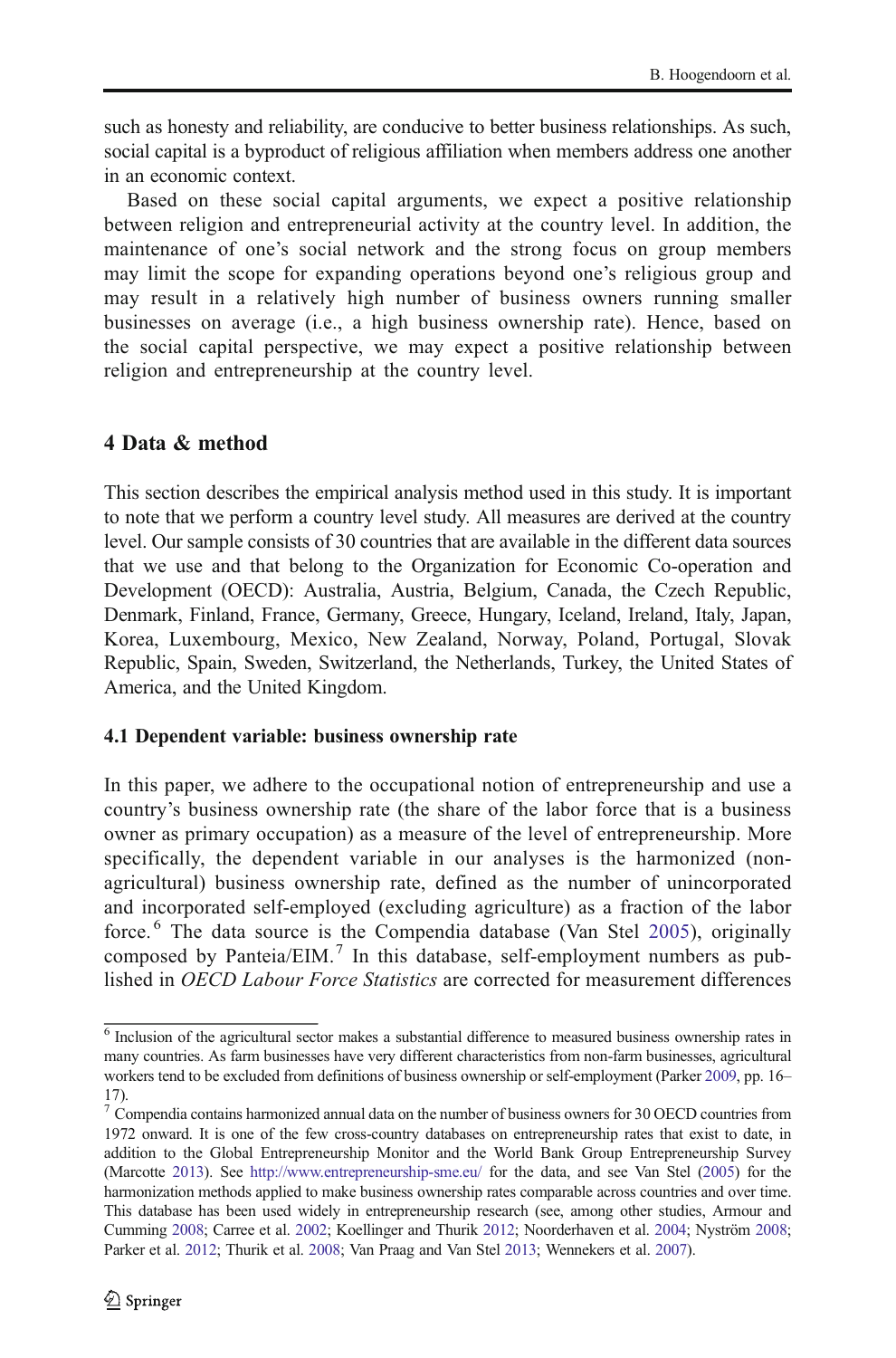such as honesty and reliability, are conducive to better business relationships. As such, social capital is a byproduct of religious affiliation when members address one another in an economic context.

Based on these social capital arguments, we expect a positive relationship between religion and entrepreneurial activity at the country level. In addition, the maintenance of one's social network and the strong focus on group members may limit the scope for expanding operations beyond one's religious group and may result in a relatively high number of business owners running smaller businesses on average (i.e., a high business ownership rate). Hence, based on the social capital perspective, we may expect a positive relationship between religion and entrepreneurship at the country level.

## 4 Data & method

This section describes the empirical analysis method used in this study. It is important to note that we perform a country level study. All measures are derived at the country level. Our sample consists of 30 countries that are available in the different data sources that we use and that belong to the Organization for Economic Co-operation and Development (OECD): Australia, Austria, Belgium, Canada, the Czech Republic, Denmark, Finland, France, Germany, Greece, Hungary, Iceland, Ireland, Italy, Japan, Korea, Luxembourg, Mexico, New Zealand, Norway, Poland, Portugal, Slovak Republic, Spain, Sweden, Switzerland, the Netherlands, Turkey, the United States of America, and the United Kingdom.

### 4.1 Dependent variable: business ownership rate

In this paper, we adhere to the occupational notion of entrepreneurship and use a country's business ownership rate (the share of the labor force that is a business owner as primary occupation) as a measure of the level of entrepreneurship. More specifically, the dependent variable in our analyses is the harmonized (non-agricultural) business ownership rate, defined as the number of unincorporated and incorporated self-employed (excluding agriculture) as a fraction of the labor force.[6] The data source is the Compendia database (Van Stel 2005), originally composed by Panteia/EIM.[7] In this database, self-employment numbers as published in *OECD Labour Force Statistics* are corrected for measurement differences

---

[6] Inclusion of the agricultural sector makes a substantial difference to measured business ownership rates in many countries. As farm businesses have very different characteristics from non-farm businesses, agricultural workers tend to be excluded from definitions of business ownership or self-employment (Parker 2009, pp. 16–17).

[7] Compendia contains harmonized annual data on the number of business owners for 30 OECD countries from 1972 onward. It is one of the few cross-country databases on entrepreneurship rates that exist to date, in addition to the Global Entrepreneurship Monitor and the World Bank Group Entrepreneurship Survey (Marcotte 2013). See http://www.entrepreneurship-sme.eu/ for the data, and see Van Stel (2005) for the harmonization methods applied to make business ownership rates comparable across countries and over time. This database has been used widely in entrepreneurship research (see, among other studies, Armour and Cumming 2008; Carree et al. 2002; Koellinger and Thurik 2012; Noorderhaven et al. 2004; Nyström 2008; Parker et al. 2012; Thurik et al. 2008; Van Praag and Van Stel 2013; Wennekers et al. 2007).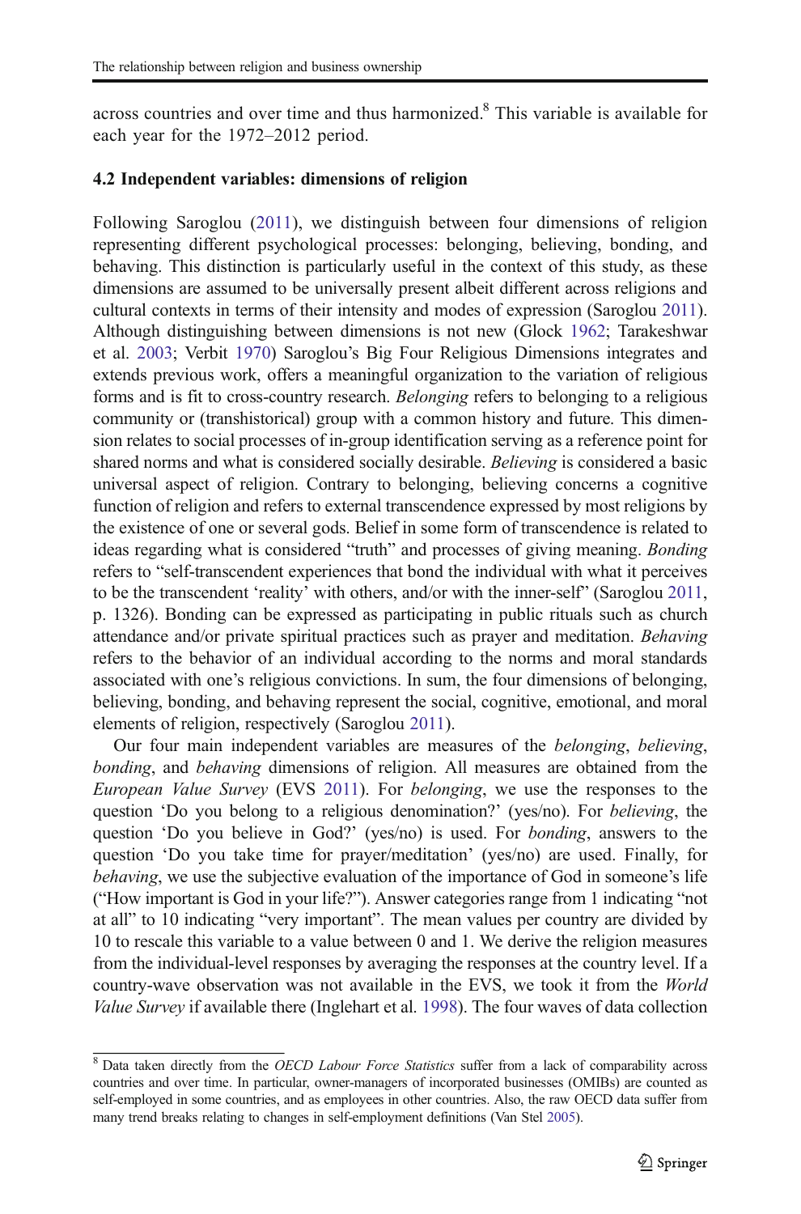across countries and over time and thus harmonized.[8] This variable is available for each year for the 1972–2012 period.

### 4.2 Independent variables: dimensions of religion

Following Saroglou (2011), we distinguish between four dimensions of religion representing different psychological processes: belonging, believing, bonding, and behaving. This distinction is particularly useful in the context of this study, as these dimensions are assumed to be universally present albeit different across religions and cultural contexts in terms of their intensity and modes of expression (Saroglou 2011). Although distinguishing between dimensions is not new (Glock 1962; Tarakeshwar et al. 2003; Verbit 1970) Saroglou's Big Four Religious Dimensions integrates and extends previous work, offers a meaningful organization to the variation of religious forms and is fit to cross-country research. *Belonging* refers to belonging to a religious community or (transhistorical) group with a common history and future. This dimension relates to social processes of in-group identification serving as a reference point for shared norms and what is considered socially desirable. *Believing* is considered a basic universal aspect of religion. Contrary to belonging, believing concerns a cognitive function of religion and refers to external transcendence expressed by most religions by the existence of one or several gods. Belief in some form of transcendence is related to ideas regarding what is considered "truth" and processes of giving meaning. *Bonding* refers to "self-transcendent experiences that bond the individual with what it perceives to be the transcendent 'reality' with others, and/or with the inner-self" (Saroglou 2011, p. 1326). Bonding can be expressed as participating in public rituals such as church attendance and/or private spiritual practices such as prayer and meditation. *Behaving* refers to the behavior of an individual according to the norms and moral standards associated with one's religious convictions. In sum, the four dimensions of belonging, believing, bonding, and behaving represent the social, cognitive, emotional, and moral elements of religion, respectively (Saroglou 2011).

Our four main independent variables are measures of the *belonging*, *believing*, *bonding*, and *behaving* dimensions of religion. All measures are obtained from the *European Value Survey* (EVS 2011). For *belonging*, we use the responses to the question 'Do you belong to a religious denomination?' (yes/no). For *believing*, the question 'Do you believe in God?' (yes/no) is used. For *bonding*, answers to the question 'Do you take time for prayer/meditation' (yes/no) are used. Finally, for *behaving*, we use the subjective evaluation of the importance of God in someone's life ("How important is God in your life?"). Answer categories range from 1 indicating "not at all" to 10 indicating "very important". The mean values per country are divided by 10 to rescale this variable to a value between 0 and 1. We derive the religion measures from the individual-level responses by averaging the responses at the country level. If a country-wave observation was not available in the EVS, we took it from the *World Value Survey* if available there (Inglehart et al. 1998). The four waves of data collection

[8] Data taken directly from the *OECD Labour Force Statistics* suffer from a lack of comparability across countries and over time. In particular, owner-managers of incorporated businesses (OMIBs) are counted as self-employed in some countries, and as employees in other countries. Also, the raw OECD data suffer from many trend breaks relating to changes in self-employment definitions (Van Stel 2005).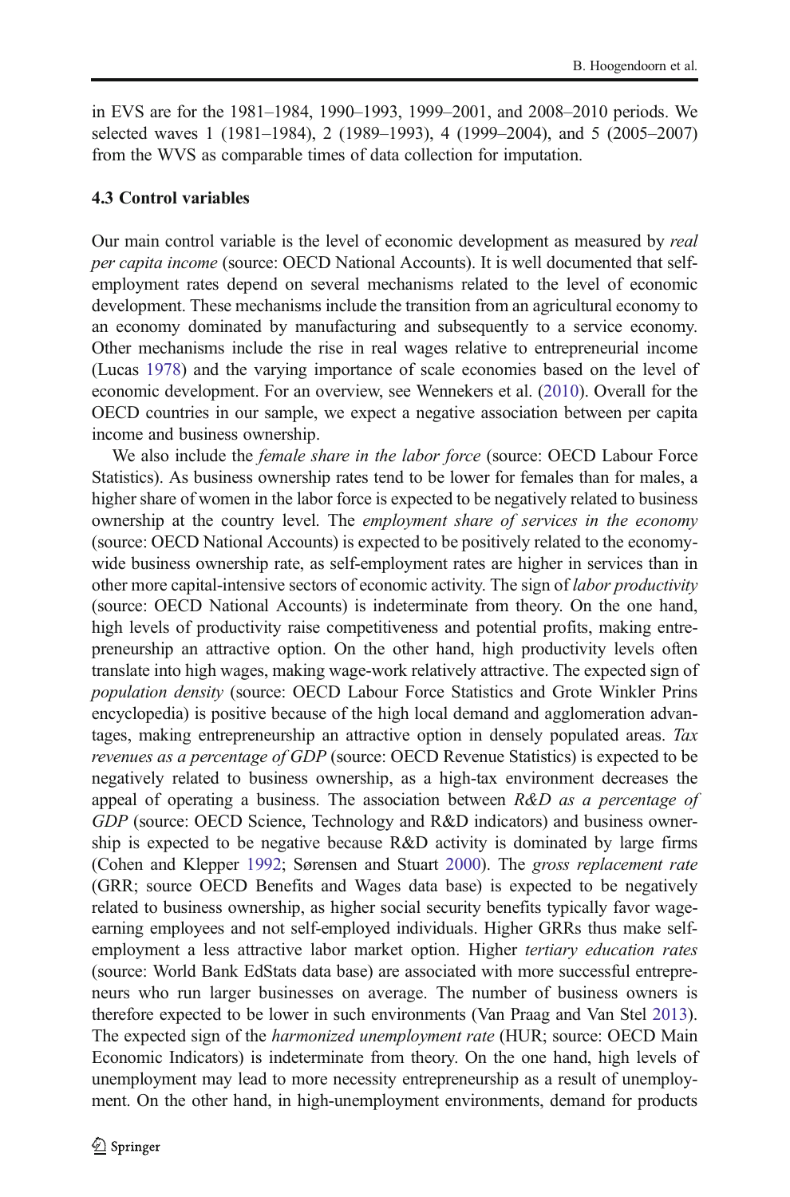in EVS are for the 1981–1984, 1990–1993, 1999–2001, and 2008–2010 periods. We selected waves 1 (1981–1984), 2 (1989–1993), 4 (1999–2004), and 5 (2005–2007) from the WVS as comparable times of data collection for imputation.

### 4.3 Control variables

Our main control variable is the level of economic development as measured by *real per capita income* (source: OECD National Accounts). It is well documented that self-employment rates depend on several mechanisms related to the level of economic development. These mechanisms include the transition from an agricultural economy to an economy dominated by manufacturing and subsequently to a service economy. Other mechanisms include the rise in real wages relative to entrepreneurial income (Lucas 1978) and the varying importance of scale economies based on the level of economic development. For an overview, see Wennekers et al. (2010). Overall for the OECD countries in our sample, we expect a negative association between per capita income and business ownership.

We also include the *female share in the labor force* (source: OECD Labour Force Statistics). As business ownership rates tend to be lower for females than for males, a higher share of women in the labor force is expected to be negatively related to business ownership at the country level. The *employment share of services in the economy* (source: OECD National Accounts) is expected to be positively related to the economy-wide business ownership rate, as self-employment rates are higher in services than in other more capital-intensive sectors of economic activity. The sign of *labor productivity* (source: OECD National Accounts) is indeterminate from theory. On the one hand, high levels of productivity raise competitiveness and potential profits, making entrepreneurship an attractive option. On the other hand, high productivity levels often translate into high wages, making wage-work relatively attractive. The expected sign of *population density* (source: OECD Labour Force Statistics and Grote Winkler Prins encyclopedia) is positive because of the high local demand and agglomeration advantages, making entrepreneurship an attractive option in densely populated areas. *Tax revenues as a percentage of GDP* (source: OECD Revenue Statistics) is expected to be negatively related to business ownership, as a high-tax environment decreases the appeal of operating a business. The association between *R&D as a percentage of GDP* (source: OECD Science, Technology and R&D indicators) and business ownership is expected to be negative because R&D activity is dominated by large firms (Cohen and Klepper 1992; Sørensen and Stuart 2000). The *gross replacement rate* (GRR; source OECD Benefits and Wages data base) is expected to be negatively related to business ownership, as higher social security benefits typically favor wage-earning employees and not self-employed individuals. Higher GRRs thus make self-employment a less attractive labor market option. Higher *tertiary education rates* (source: World Bank EdStats data base) are associated with more successful entrepreneurs who run larger businesses on average. The number of business owners is therefore expected to be lower in such environments (Van Praag and Van Stel 2013). The expected sign of the *harmonized unemployment rate* (HUR; source: OECD Main Economic Indicators) is indeterminate from theory. On the one hand, high levels of unemployment may lead to more necessity entrepreneurship as a result of unemployment. On the other hand, in high-unemployment environments, demand for products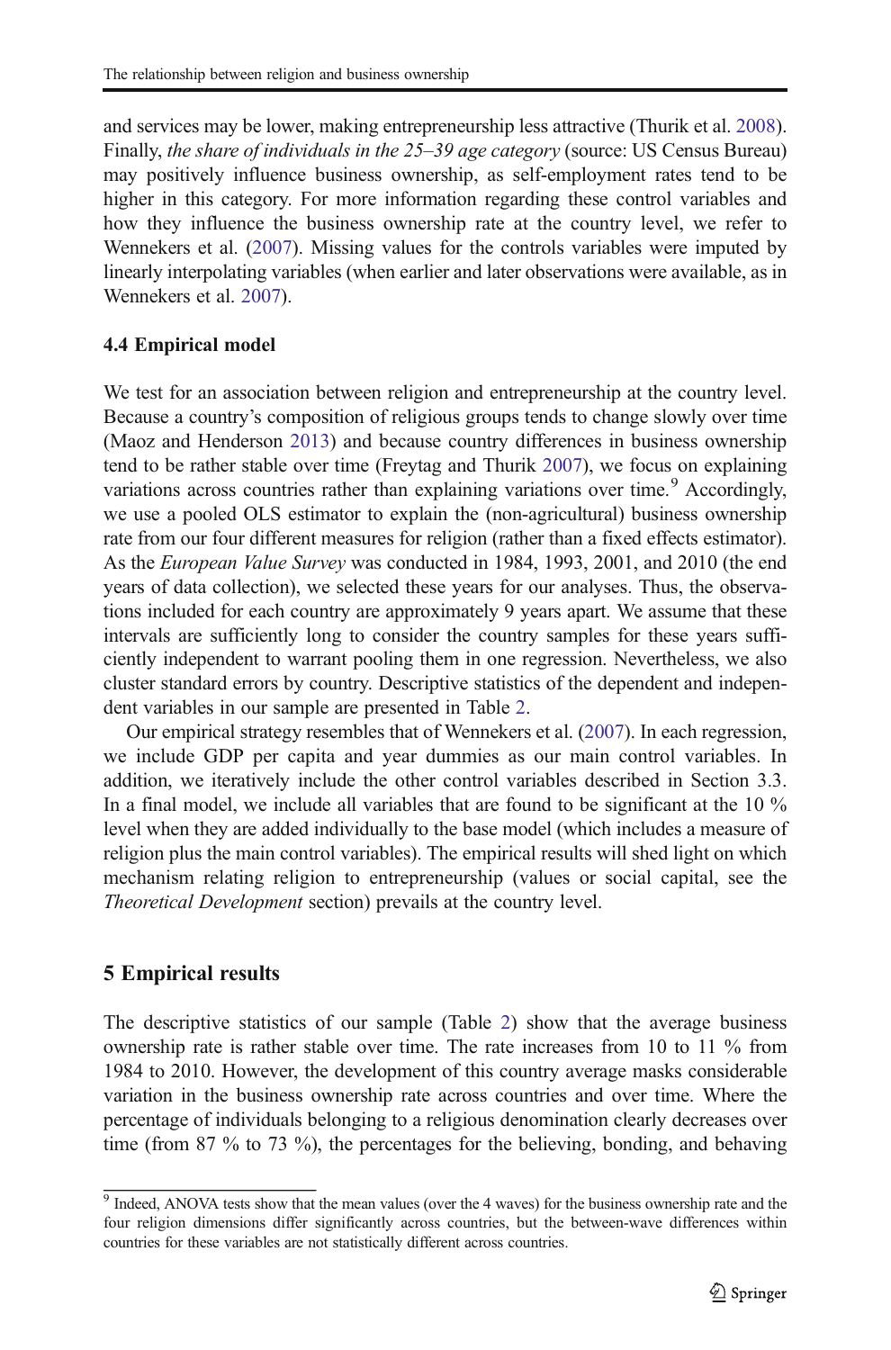and services may be lower, making entrepreneurship less attractive (Thurik et al. 2008). Finally, *the share of individuals in the 25–39 age category* (source: US Census Bureau) may positively influence business ownership, as self-employment rates tend to be higher in this category. For more information regarding these control variables and how they influence the business ownership rate at the country level, we refer to Wennekers et al. (2007). Missing values for the controls variables were imputed by linearly interpolating variables (when earlier and later observations were available, as in Wennekers et al. 2007).

### 4.4 Empirical model

We test for an association between religion and entrepreneurship at the country level. Because a country's composition of religious groups tends to change slowly over time (Maoz and Henderson 2013) and because country differences in business ownership tend to be rather stable over time (Freytag and Thurik 2007), we focus on explaining variations across countries rather than explaining variations over time.[9] Accordingly, we use a pooled OLS estimator to explain the (non-agricultural) business ownership rate from our four different measures for religion (rather than a fixed effects estimator). As the *European Value Survey* was conducted in 1984, 1993, 2001, and 2010 (the end years of data collection), we selected these years for our analyses. Thus, the observations included for each country are approximately 9 years apart. We assume that these intervals are sufficiently long to consider the country samples for these years sufficiently independent to warrant pooling them in one regression. Nevertheless, we also cluster standard errors by country. Descriptive statistics of the dependent and independent variables in our sample are presented in Table 2.

Our empirical strategy resembles that of Wennekers et al. (2007). In each regression, we include GDP per capita and year dummies as our main control variables. In addition, we iteratively include the other control variables described in Section 3.3. In a final model, we include all variables that are found to be significant at the 10 % level when they are added individually to the base model (which includes a measure of religion plus the main control variables). The empirical results will shed light on which mechanism relating religion to entrepreneurship (values or social capital, see the *Theoretical Development* section) prevails at the country level.

## 5 Empirical results

The descriptive statistics of our sample (Table 2) show that the average business ownership rate is rather stable over time. The rate increases from 10 to 11 % from 1984 to 2010. However, the development of this country average masks considerable variation in the business ownership rate across countries and over time. Where the percentage of individuals belonging to a religious denomination clearly decreases over time (from 87 % to 73 %), the percentages for the believing, bonding, and behaving

---

[9] Indeed, ANOVA tests show that the mean values (over the 4 waves) for the business ownership rate and the four religion dimensions differ significantly across countries, but the between-wave differences within countries for these variables are not statistically different across countries.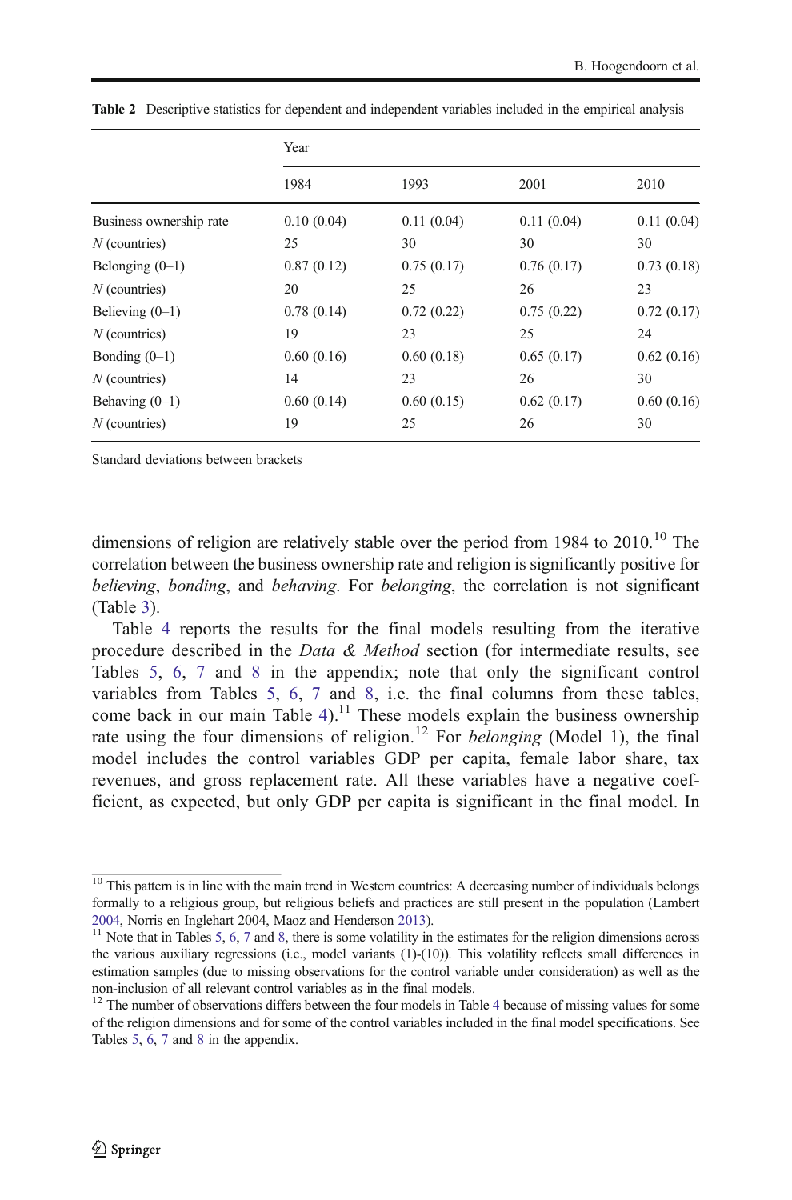**Table 2** Descriptive statistics for dependent and independent variables included in the empirical analysis

| | Year | | | |
|---|---|---|---|---|
| | 1984 | 1993 | 2001 | 2010 |
| Business ownership rate | 0.10 (0.04) | 0.11 (0.04) | 0.11 (0.04) | 0.11 (0.04) |
| *N* (countries) | 25 | 30 | 30 | 30 |
| Belonging (0–1) | 0.87 (0.12) | 0.75 (0.17) | 0.76 (0.17) | 0.73 (0.18) |
| *N* (countries) | 20 | 25 | 26 | 23 |
| Believing (0–1) | 0.78 (0.14) | 0.72 (0.22) | 0.75 (0.22) | 0.72 (0.17) |
| *N* (countries) | 19 | 23 | 25 | 24 |
| Bonding (0–1) | 0.60 (0.16) | 0.60 (0.18) | 0.65 (0.17) | 0.62 (0.16) |
| *N* (countries) | 14 | 23 | 26 | 30 |
| Behaving (0–1) | 0.60 (0.14) | 0.60 (0.15) | 0.62 (0.17) | 0.60 (0.16) |
| *N* (countries) | 19 | 25 | 26 | 30 |

Standard deviations between brackets

dimensions of religion are relatively stable over the period from 1984 to 2010.[10] The correlation between the business ownership rate and religion is significantly positive for *believing*, *bonding*, and *behaving*. For *belonging*, the correlation is not significant (Table 3).

Table 4 reports the results for the final models resulting from the iterative procedure described in the *Data & Method* section (for intermediate results, see Tables 5, 6, 7 and 8 in the appendix; note that only the significant control variables from Tables 5, 6, 7 and 8, i.e. the final columns from these tables, come back in our main Table 4).[11] These models explain the business ownership rate using the four dimensions of religion.[12] For *belonging* (Model 1), the final model includes the control variables GDP per capita, female labor share, tax revenues, and gross replacement rate. All these variables have a negative coefficient, as expected, but only GDP per capita is significant in the final model. In

[10] This pattern is in line with the main trend in Western countries: A decreasing number of individuals belongs formally to a religious group, but religious beliefs and practices are still present in the population (Lambert 2004, Norris en Inglehart 2004, Maoz and Henderson 2013).

[11] Note that in Tables 5, 6, 7 and 8, there is some volatility in the estimates for the religion dimensions across the various auxiliary regressions (i.e., model variants (1)-(10)). This volatility reflects small differences in estimation samples (due to missing observations for the control variable under consideration) as well as the non-inclusion of all relevant control variables as in the final models.

[12] The number of observations differs between the four models in Table 4 because of missing values for some of the religion dimensions and for some of the control variables included in the final model specifications. See Tables 5, 6, 7 and 8 in the appendix.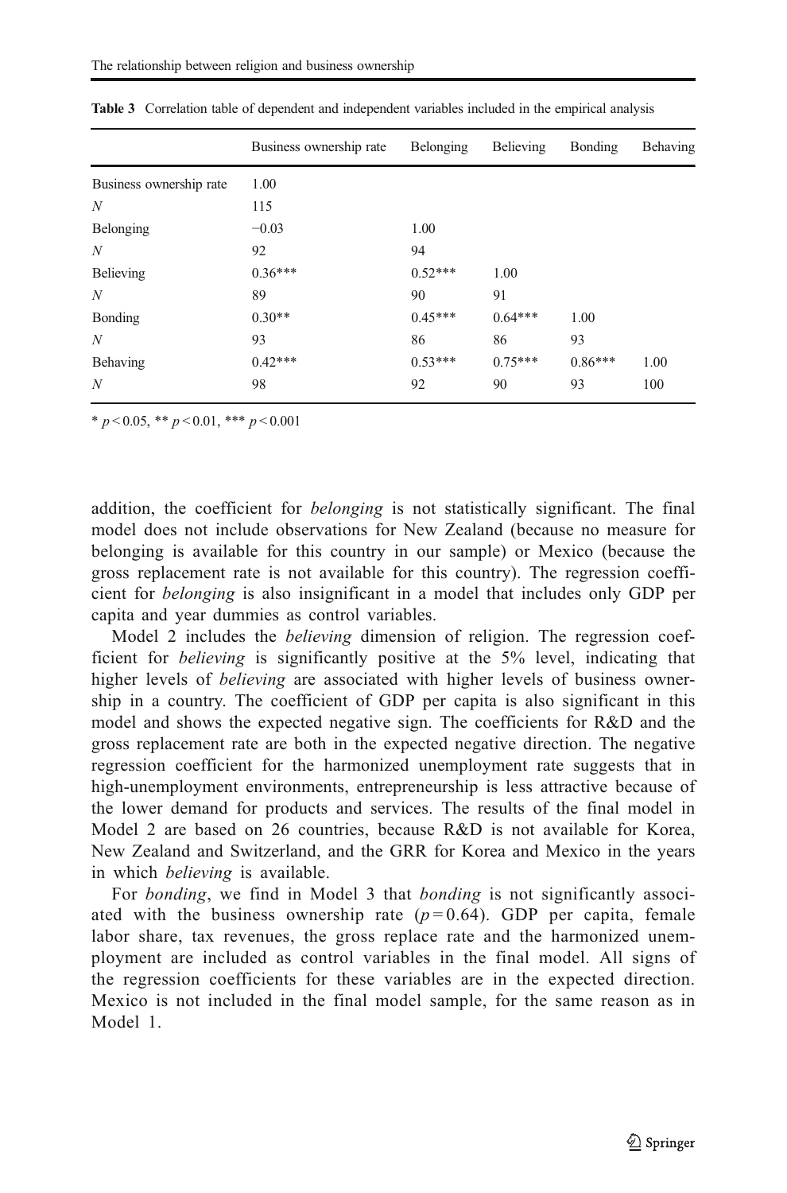**Table 3** Correlation table of dependent and independent variables included in the empirical analysis

| | Business ownership rate | Belonging | Believing | Bonding | Behaving |
|---|---|---|---|---|---|
| Business ownership rate | 1.00 | | | | |
| *N* | 115 | | | | |
| Belonging | −0.03 | 1.00 | | | |
| *N* | 92 | 94 | | | |
| Believing | 0.36*** | 0.52*** | 1.00 | | |
| *N* | 89 | 90 | 91 | | |
| Bonding | 0.30** | 0.45*** | 0.64*** | 1.00 | |
| *N* | 93 | 86 | 86 | 93 | |
| Behaving | 0.42*** | 0.53*** | 0.75*** | 0.86*** | 1.00 |
| *N* | 98 | 92 | 90 | 93 | 100 |

* $p < 0.05$, ** $p < 0.01$, *** $p < 0.001$

addition, the coefficient for *belonging* is not statistically significant. The final model does not include observations for New Zealand (because no measure for belonging is available for this country in our sample) or Mexico (because the gross replacement rate is not available for this country). The regression coefficient for *belonging* is also insignificant in a model that includes only GDP per capita and year dummies as control variables.

Model 2 includes the *believing* dimension of religion. The regression coefficient for *believing* is significantly positive at the 5% level, indicating that higher levels of *believing* are associated with higher levels of business ownership in a country. The coefficient of GDP per capita is also significant in this model and shows the expected negative sign. The coefficients for R&D and the gross replacement rate are both in the expected negative direction. The negative regression coefficient for the harmonized unemployment rate suggests that in high-unemployment environments, entrepreneurship is less attractive because of the lower demand for products and services. The results of the final model in Model 2 are based on 26 countries, because R&D is not available for Korea, New Zealand and Switzerland, and the GRR for Korea and Mexico in the years in which *believing* is available.

For *bonding*, we find in Model 3 that *bonding* is not significantly associated with the business ownership rate ($p = 0.64$). GDP per capita, female labor share, tax revenues, the gross replace rate and the harmonized unemployment are included as control variables in the final model. All signs of the regression coefficients for these variables are in the expected direction. Mexico is not included in the final model sample, for the same reason as in Model 1.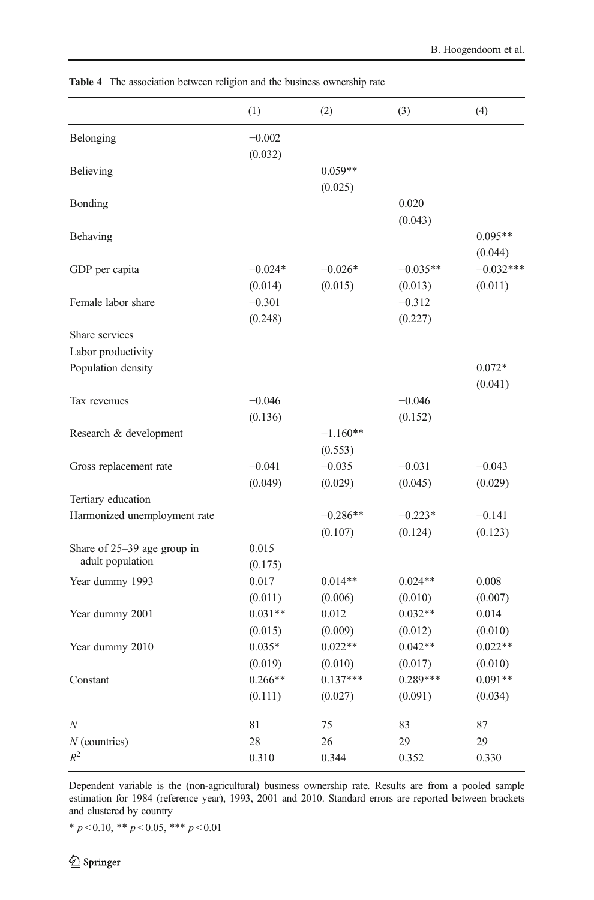**Table 4** The association between religion and the business ownership rate

| | (1) | (2) | (3) | (4) |
|---|---|---|---|---|
| Belonging | −0.002 | | | |
| | (0.032) | | | |
| Believing | | 0.059** | | |
| | | (0.025) | | |
| Bonding | | | 0.020 | |
| | | | (0.043) | |
| Behaving | | | | 0.095** |
| | | | | (0.044) |
| GDP per capita | −0.024* | −0.026* | −0.035** | −0.032*** |
| | (0.014) | (0.015) | (0.013) | (0.011) |
| Female labor share | −0.301 | | −0.312 | |
| | (0.248) | | (0.227) | |
| Share services | | | | |
| Labor productivity | | | | |
| Population density | | | | 0.072* |
| | | | | (0.041) |
| Tax revenues | −0.046 | | −0.046 | |
| | (0.136) | | (0.152) | |
| Research & development | | −1.160** | | |
| | | (0.553) | | |
| Gross replacement rate | −0.041 | −0.035 | −0.031 | −0.043 |
| | (0.049) | (0.029) | (0.045) | (0.029) |
| Tertiary education | | | | |
| Harmonized unemployment rate | | −0.286** | −0.223* | −0.141 |
| | | (0.107) | (0.124) | (0.123) |
| Share of 25–39 age group in adult population | 0.015 | | | |
| | (0.175) | | | |
| Year dummy 1993 | 0.017 | 0.014** | 0.024** | 0.008 |
| | (0.011) | (0.006) | (0.010) | (0.007) |
| Year dummy 2001 | 0.031** | 0.012 | 0.032** | 0.014 |
| | (0.015) | (0.009) | (0.012) | (0.010) |
| Year dummy 2010 | 0.035* | 0.022** | 0.042** | 0.022** |
| | (0.019) | (0.010) | (0.017) | (0.010) |
| Constant | 0.266** | 0.137*** | 0.289*** | 0.091** |
| | (0.111) | (0.027) | (0.091) | (0.034) |
| $N$ | 81 | 75 | 83 | 87 |
| $N$ (countries) | 28 | 26 | 29 | 29 |
| $R^2$ | 0.310 | 0.344 | 0.352 | 0.330 |

Dependent variable is the (non-agricultural) business ownership rate. Results are from a pooled sample estimation for 1984 (reference year), 1993, 2001 and 2010. Standard errors are reported between brackets and clustered by country

* $p < 0.10$, ** $p < 0.05$, *** $p < 0.01$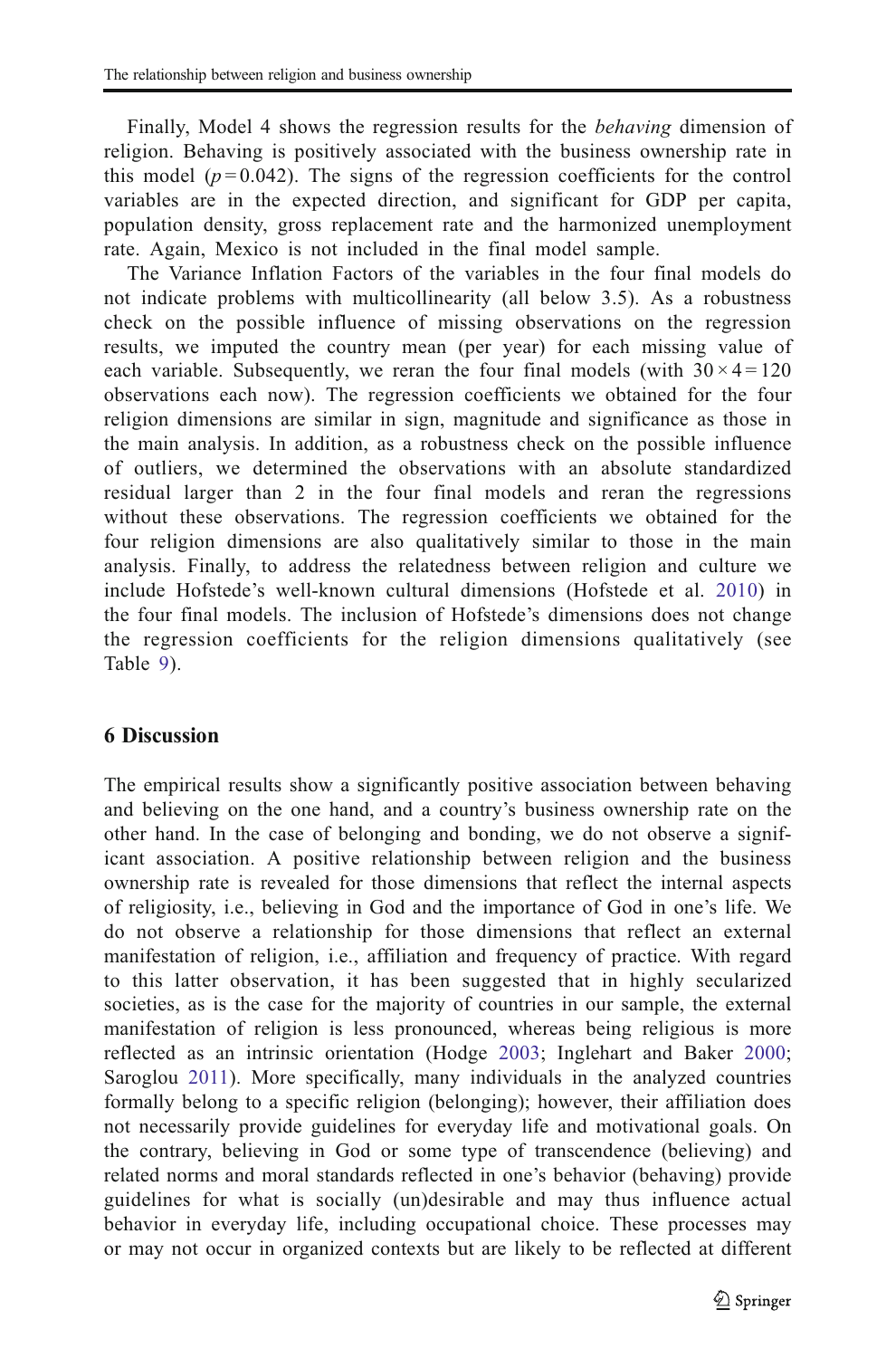Finally, Model 4 shows the regression results for the *behaving* dimension of religion. Behaving is positively associated with the business ownership rate in this model ($p = 0.042$). The signs of the regression coefficients for the control variables are in the expected direction, and significant for GDP per capita, population density, gross replacement rate and the harmonized unemployment rate. Again, Mexico is not included in the final model sample.

The Variance Inflation Factors of the variables in the four final models do not indicate problems with multicollinearity (all below 3.5). As a robustness check on the possible influence of missing observations on the regression results, we imputed the country mean (per year) for each missing value of each variable. Subsequently, we reran the four final models (with $30 \times 4 = 120$ observations each now). The regression coefficients we obtained for the four religion dimensions are similar in sign, magnitude and significance as those in the main analysis. In addition, as a robustness check on the possible influence of outliers, we determined the observations with an absolute standardized residual larger than 2 in the four final models and reran the regressions without these observations. The regression coefficients we obtained for the four religion dimensions are also qualitatively similar to those in the main analysis. Finally, to address the relatedness between religion and culture we include Hofstede's well-known cultural dimensions (Hofstede et al. 2010) in the four final models. The inclusion of Hofstede's dimensions does not change the regression coefficients for the religion dimensions qualitatively (see Table 9).

## 6 Discussion

The empirical results show a significantly positive association between behaving and believing on the one hand, and a country's business ownership rate on the other hand. In the case of belonging and bonding, we do not observe a significant association. A positive relationship between religion and the business ownership rate is revealed for those dimensions that reflect the internal aspects of religiosity, i.e., believing in God and the importance of God in one's life. We do not observe a relationship for those dimensions that reflect an external manifestation of religion, i.e., affiliation and frequency of practice. With regard to this latter observation, it has been suggested that in highly secularized societies, as is the case for the majority of countries in our sample, the external manifestation of religion is less pronounced, whereas being religious is more reflected as an intrinsic orientation (Hodge 2003; Inglehart and Baker 2000; Saroglou 2011). More specifically, many individuals in the analyzed countries formally belong to a specific religion (belonging); however, their affiliation does not necessarily provide guidelines for everyday life and motivational goals. On the contrary, believing in God or some type of transcendence (believing) and related norms and moral standards reflected in one's behavior (behaving) provide guidelines for what is socially (un)desirable and may thus influence actual behavior in everyday life, including occupational choice. These processes may or may not occur in organized contexts but are likely to be reflected at different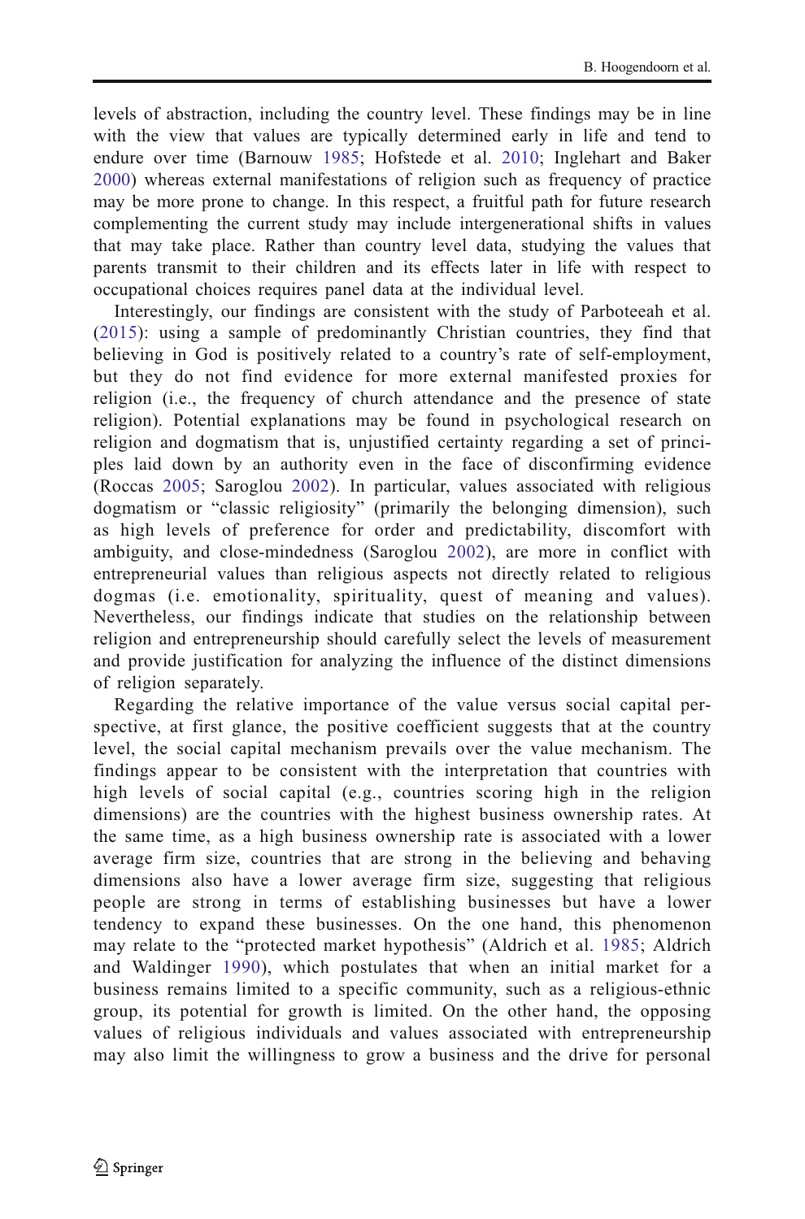levels of abstraction, including the country level. These findings may be in line with the view that values are typically determined early in life and tend to endure over time (Barnouw 1985; Hofstede et al. 2010; Inglehart and Baker 2000) whereas external manifestations of religion such as frequency of practice may be more prone to change. In this respect, a fruitful path for future research complementing the current study may include intergenerational shifts in values that may take place. Rather than country level data, studying the values that parents transmit to their children and its effects later in life with respect to occupational choices requires panel data at the individual level.

Interestingly, our findings are consistent with the study of Parboteeah et al. (2015): using a sample of predominantly Christian countries, they find that believing in God is positively related to a country's rate of self-employment, but they do not find evidence for more external manifested proxies for religion (i.e., the frequency of church attendance and the presence of state religion). Potential explanations may be found in psychological research on religion and dogmatism that is, unjustified certainty regarding a set of principles laid down by an authority even in the face of disconfirming evidence (Roccas 2005; Saroglou 2002). In particular, values associated with religious dogmatism or "classic religiosity" (primarily the belonging dimension), such as high levels of preference for order and predictability, discomfort with ambiguity, and close-mindedness (Saroglou 2002), are more in conflict with entrepreneurial values than religious aspects not directly related to religious dogmas (i.e. emotionality, spirituality, quest of meaning and values). Nevertheless, our findings indicate that studies on the relationship between religion and entrepreneurship should carefully select the levels of measurement and provide justification for analyzing the influence of the distinct dimensions of religion separately.

Regarding the relative importance of the value versus social capital perspective, at first glance, the positive coefficient suggests that at the country level, the social capital mechanism prevails over the value mechanism. The findings appear to be consistent with the interpretation that countries with high levels of social capital (e.g., countries scoring high in the religion dimensions) are the countries with the highest business ownership rates. At the same time, as a high business ownership rate is associated with a lower average firm size, countries that are strong in the believing and behaving dimensions also have a lower average firm size, suggesting that religious people are strong in terms of establishing businesses but have a lower tendency to expand these businesses. On the one hand, this phenomenon may relate to the "protected market hypothesis" (Aldrich et al. 1985; Aldrich and Waldinger 1990), which postulates that when an initial market for a business remains limited to a specific community, such as a religious-ethnic group, its potential for growth is limited. On the other hand, the opposing values of religious individuals and values associated with entrepreneurship may also limit the willingness to grow a business and the drive for personal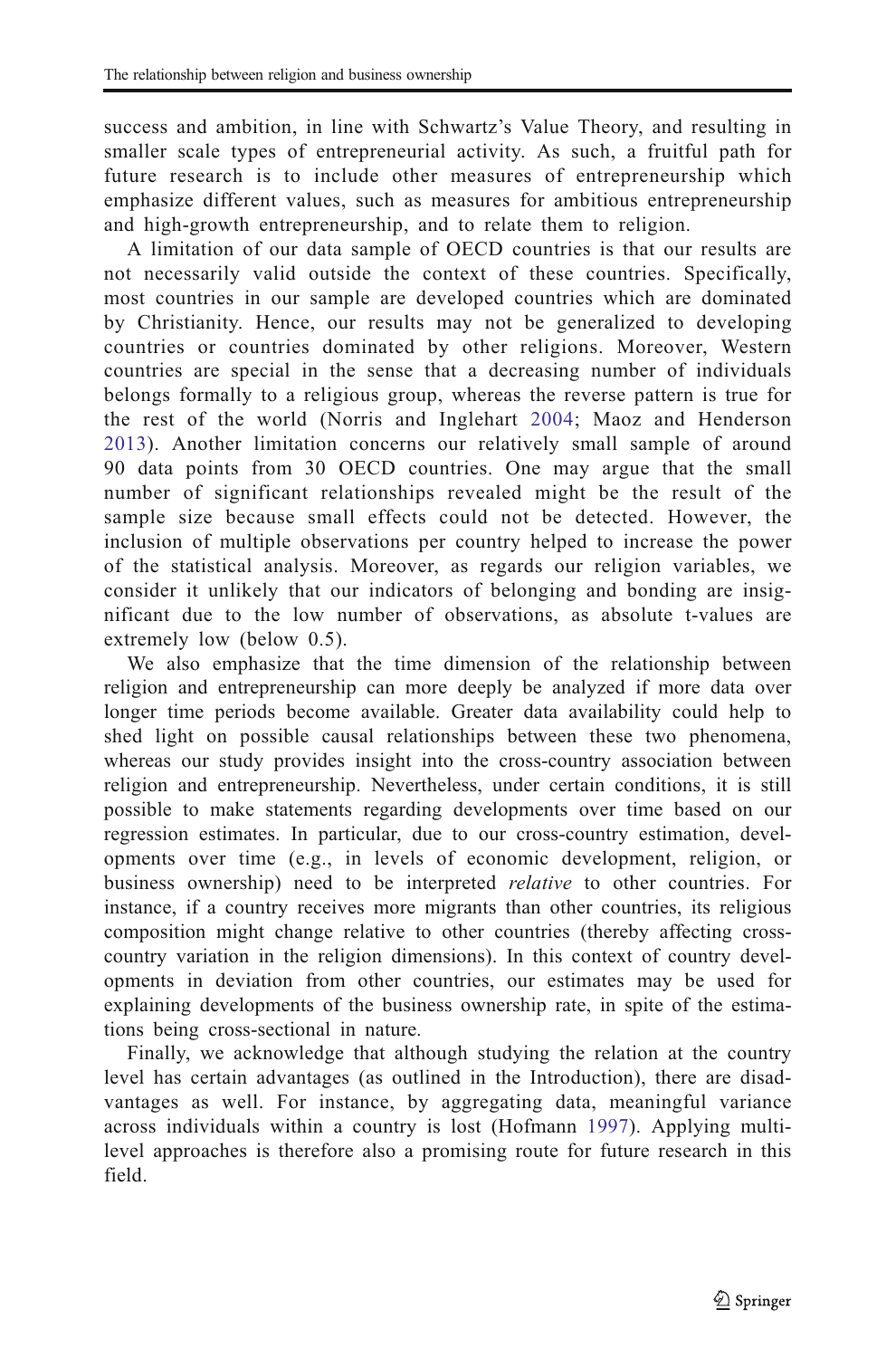success and ambition, in line with Schwartz's Value Theory, and resulting in smaller scale types of entrepreneurial activity. As such, a fruitful path for future research is to include other measures of entrepreneurship which emphasize different values, such as measures for ambitious entrepreneurship and high-growth entrepreneurship, and to relate them to religion.

A limitation of our data sample of OECD countries is that our results are not necessarily valid outside the context of these countries. Specifically, most countries in our sample are developed countries which are dominated by Christianity. Hence, our results may not be generalized to developing countries or countries dominated by other religions. Moreover, Western countries are special in the sense that a decreasing number of individuals belongs formally to a religious group, whereas the reverse pattern is true for the rest of the world (Norris and Inglehart 2004; Maoz and Henderson 2013). Another limitation concerns our relatively small sample of around 90 data points from 30 OECD countries. One may argue that the small number of significant relationships revealed might be the result of the sample size because small effects could not be detected. However, the inclusion of multiple observations per country helped to increase the power of the statistical analysis. Moreover, as regards our religion variables, we consider it unlikely that our indicators of belonging and bonding are insignificant due to the low number of observations, as absolute t-values are extremely low (below 0.5).

We also emphasize that the time dimension of the relationship between religion and entrepreneurship can more deeply be analyzed if more data over longer time periods become available. Greater data availability could help to shed light on possible causal relationships between these two phenomena, whereas our study provides insight into the cross-country association between religion and entrepreneurship. Nevertheless, under certain conditions, it is still possible to make statements regarding developments over time based on our regression estimates. In particular, due to our cross-country estimation, developments over time (e.g., in levels of economic development, religion, or business ownership) need to be interpreted *relative* to other countries. For instance, if a country receives more migrants than other countries, its religious composition might change relative to other countries (thereby affecting cross-country variation in the religion dimensions). In this context of country developments in deviation from other countries, our estimates may be used for explaining developments of the business ownership rate, in spite of the estimations being cross-sectional in nature.

Finally, we acknowledge that although studying the relation at the country level has certain advantages (as outlined in the Introduction), there are disadvantages as well. For instance, by aggregating data, meaningful variance across individuals within a country is lost (Hofmann 1997). Applying multi-level approaches is therefore also a promising route for future research in this field.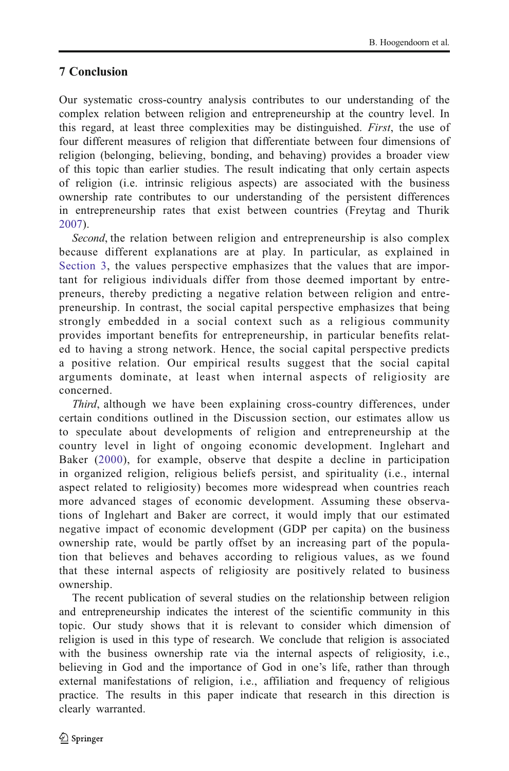## 7 Conclusion

Our systematic cross-country analysis contributes to our understanding of the complex relation between religion and entrepreneurship at the country level. In this regard, at least three complexities may be distinguished. *First*, the use of four different measures of religion that differentiate between four dimensions of religion (belonging, believing, bonding, and behaving) provides a broader view of this topic than earlier studies. The result indicating that only certain aspects of religion (i.e. intrinsic religious aspects) are associated with the business ownership rate contributes to our understanding of the persistent differences in entrepreneurship rates that exist between countries (Freytag and Thurik 2007).

*Second*, the relation between religion and entrepreneurship is also complex because different explanations are at play. In particular, as explained in Section 3, the values perspective emphasizes that the values that are important for religious individuals differ from those deemed important by entrepreneurs, thereby predicting a negative relation between religion and entrepreneurship. In contrast, the social capital perspective emphasizes that being strongly embedded in a social context such as a religious community provides important benefits for entrepreneurship, in particular benefits related to having a strong network. Hence, the social capital perspective predicts a positive relation. Our empirical results suggest that the social capital arguments dominate, at least when internal aspects of religiosity are concerned.

*Third*, although we have been explaining cross-country differences, under certain conditions outlined in the Discussion section, our estimates allow us to speculate about developments of religion and entrepreneurship at the country level in light of ongoing economic development. Inglehart and Baker (2000), for example, observe that despite a decline in participation in organized religion, religious beliefs persist, and spirituality (i.e., internal aspect related to religiosity) becomes more widespread when countries reach more advanced stages of economic development. Assuming these observations of Inglehart and Baker are correct, it would imply that our estimated negative impact of economic development (GDP per capita) on the business ownership rate, would be partly offset by an increasing part of the population that believes and behaves according to religious values, as we found that these internal aspects of religiosity are positively related to business ownership.

The recent publication of several studies on the relationship between religion and entrepreneurship indicates the interest of the scientific community in this topic. Our study shows that it is relevant to consider which dimension of religion is used in this type of research. We conclude that religion is associated with the business ownership rate via the internal aspects of religiosity, i.e., believing in God and the importance of God in one's life, rather than through external manifestations of religion, i.e., affiliation and frequency of religious practice. The results in this paper indicate that research in this direction is clearly warranted.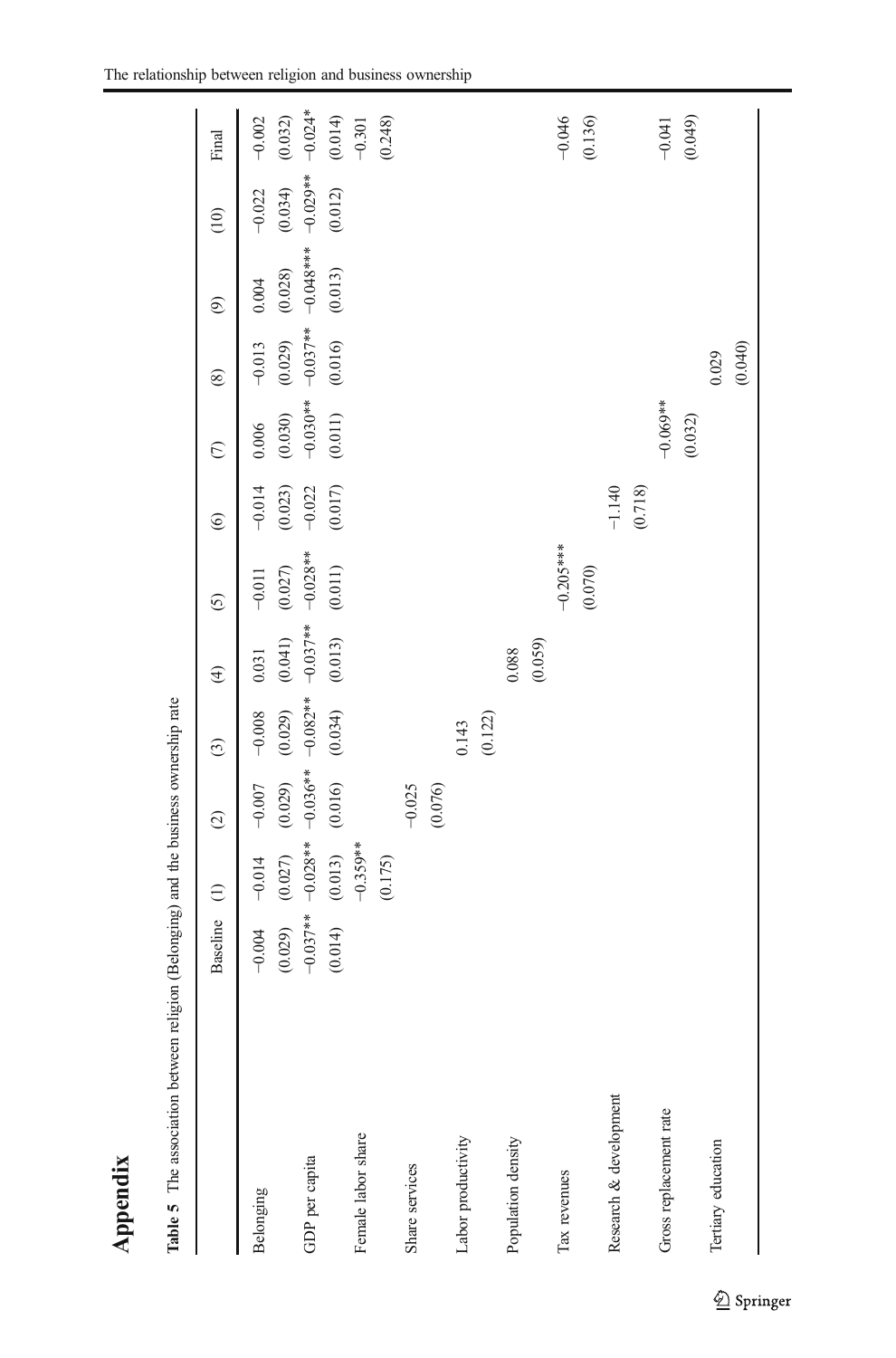# Appendix

**Table 5** The association between religion (Belonging) and the business ownership rate

| | Baseline | (1) | (2) | (3) | (4) | (5) | (6) | (7) | (8) | (9) | (10) | Final |
|---|---|---|---|---|---|---|---|---|---|---|---|---|
| Belonging | −0.004 | −0.014 | −0.007 | −0.008 | 0.031 | −0.011 | −0.014 | 0.006 | −0.013 | 0.004 | −0.022 | −0.002 |
| | (0.029) | (0.027) | (0.029) | (0.029) | (0.041) | (0.027) | (0.023) | (0.030) | (0.029) | (0.028) | (0.034) | (0.032) |
| GDP per capita | −0.037** | −0.028** | −0.036** | −0.082** | −0.037** | −0.028** | −0.022 | −0.030** | −0.037** | −0.048*** | −0.029** | −0.024* |
| | (0.014) | (0.013) | (0.016) | (0.034) | (0.013) | (0.011) | (0.017) | (0.011) | (0.016) | (0.013) | (0.012) | (0.014) |
| Female labor share | | −0.359** | | | | | | | | | | −0.301 |
| | | (0.175) | | | | | | | | | | (0.248) |
| Share services | | | −0.025 | | | | | | | | | |
| | | | (0.076) | | | | | | | | | |
| Labor productivity | | | | 0.143 | | | | | | | | |
| | | | | (0.122) | | | | | | | | |
| Population density | | | | | 0.088 | | | | | | | |
| | | | | | (0.059) | | | | | | | |
| Tax revenues | | | | | | −0.205*** | | | | | | −0.046 |
| | | | | | | (0.070) | | | | | | (0.136) |
| Research & development | | | | | | | −1.140 | | | | | |
| | | | | | | | (0.718) | | | | | |
| Gross replacement rate | | | | | | | | −0.069** | | | | −0.041 |
| | | | | | | | | (0.032) | | | | (0.049) |
| Tertiary education | | | | | | | | | 0.029 | | | |
| | | | | | | | | | (0.040) | | | |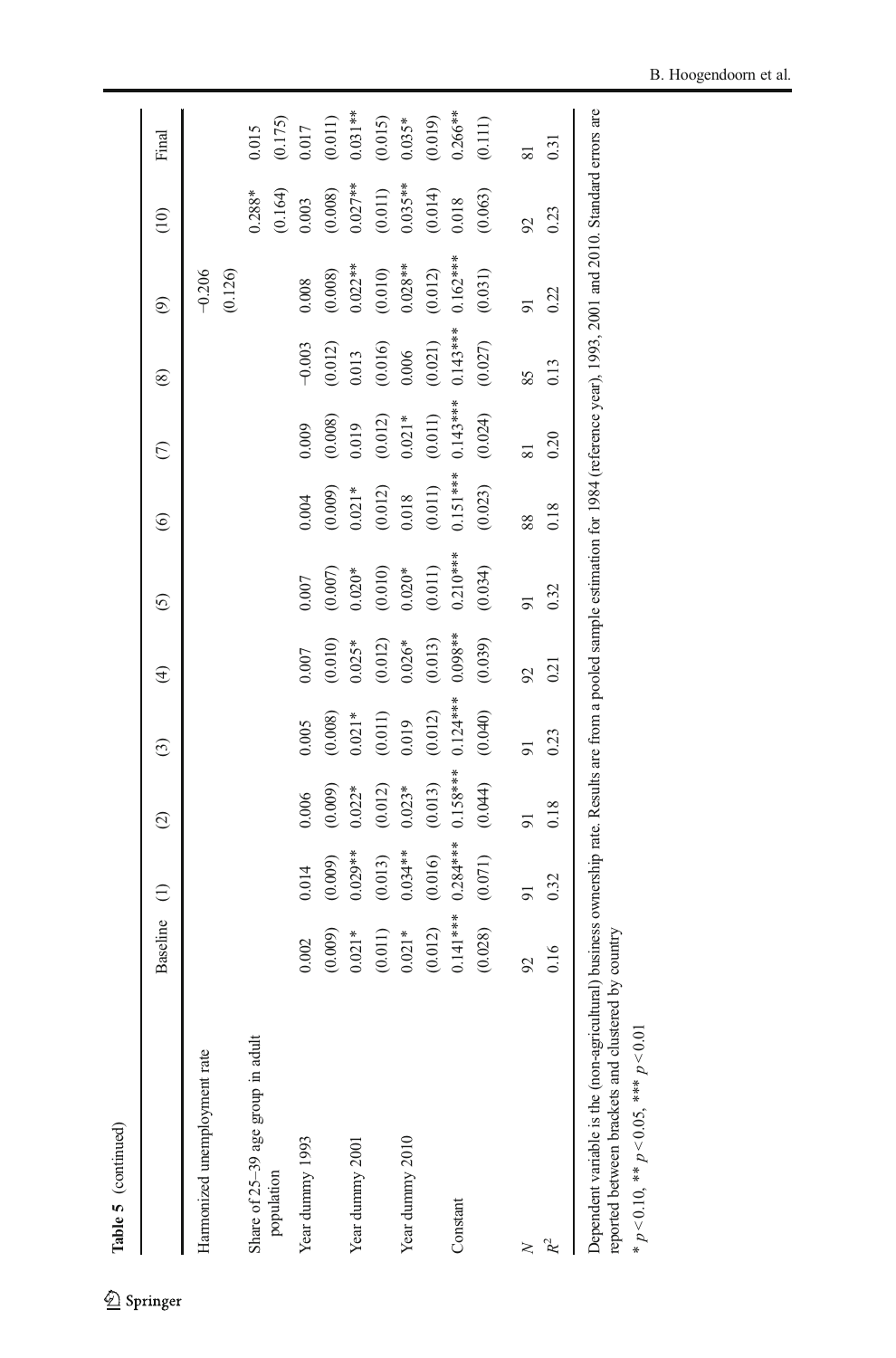**Table 5** (continued)

| | Baseline | (1) | (2) | (3) | (4) | (5) | (6) | (7) | (8) | (9) | (10) | Final |
|---|---|---|---|---|---|---|---|---|---|---|---|---|
| Harmonized unemployment rate | | | | | | | | | | −0.206 | | |
| | | | | | | | | | | (0.126) | | |
| Share of 25–39 age group in adult population | | | | | | | | | | | 0.288* | 0.015 |
| | | | | | | | | | | | (0.164) | (0.175) |
| Year dummy 1993 | 0.002 | 0.014 | 0.006 | 0.005 | 0.007 | 0.007 | 0.004 | 0.009 | −0.003 | 0.008 | 0.003 | 0.017 |
| | (0.009) | (0.009) | (0.009) | (0.008) | (0.010) | (0.007) | (0.009) | (0.008) | (0.012) | (0.008) | (0.008) | (0.011) |
| Year dummy 2001 | 0.021* | 0.029** | 0.022* | 0.021* | 0.025* | 0.020* | 0.021* | 0.019 | 0.013 | 0.022** | 0.027** | 0.031** |
| | (0.011) | (0.013) | (0.012) | (0.011) | (0.012) | (0.010) | (0.012) | (0.012) | (0.016) | (0.010) | (0.011) | (0.015) |
| Year dummy 2010 | 0.021* | 0.034** | 0.023* | 0.019 | 0.026* | 0.020* | 0.018 | 0.021* | 0.006 | 0.028** | 0.035** | 0.035* |
| | (0.012) | (0.016) | (0.013) | (0.012) | (0.013) | (0.011) | (0.011) | (0.011) | (0.021) | (0.012) | (0.014) | (0.019) |
| Constant | 0.141*** | 0.284*** | 0.158*** | 0.124*** | 0.098** | 0.210*** | 0.151*** | 0.143*** | 0.143*** | 0.162*** | 0.018 | 0.266** |
| | (0.028) | (0.071) | (0.044) | (0.040) | (0.039) | (0.034) | (0.023) | (0.024) | (0.027) | (0.031) | (0.063) | (0.111) |
| $N$ | 92 | 91 | 91 | 91 | 92 | 91 | 88 | 81 | 85 | 91 | 92 | 81 |
| $R^2$ | 0.16 | 0.32 | 0.18 | 0.23 | 0.21 | 0.32 | 0.18 | 0.20 | 0.13 | 0.22 | 0.23 | 0.31 |

Dependent variable is the (non-agricultural) business ownership rate. Results are from a pooled sample estimation for 1984 (reference year), 1993, 2001 and 2010. Standard errors are reported between brackets and clustered by country

* $p < 0.10$, ** $p < 0.05$, *** $p < 0.01$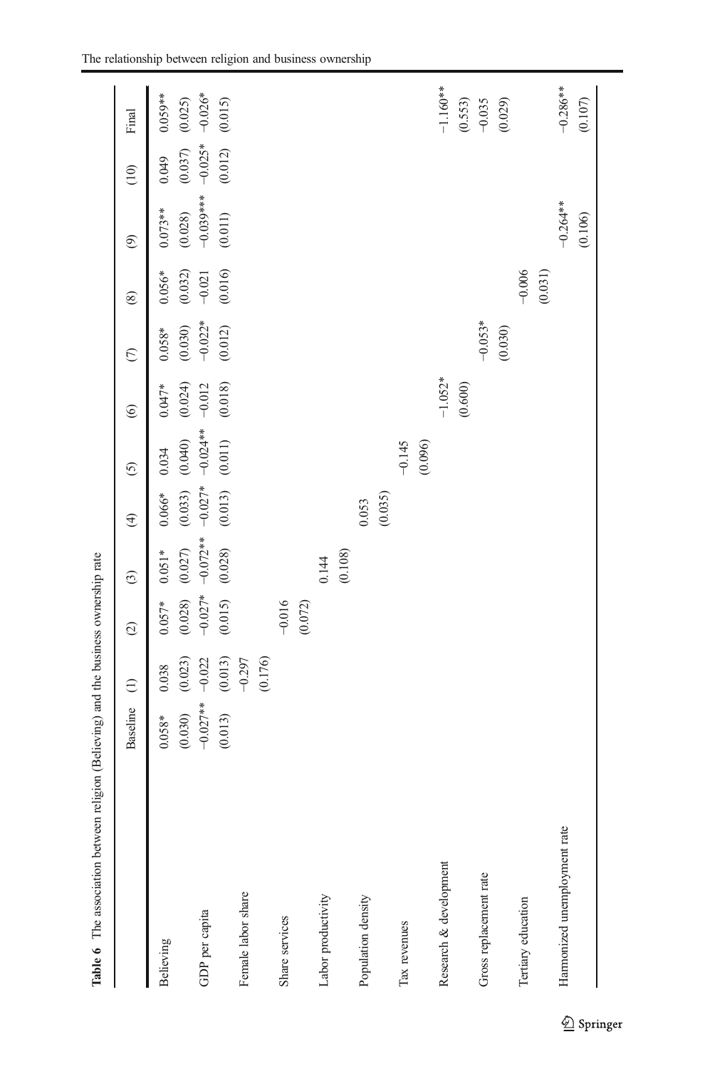**Table 6** The association between religion (Believing) and the business ownership rate

| | Baseline | (1) | (2) | (3) | (4) | (5) | (6) | (7) | (8) | (9) | (10) | Final |
|---|---|---|---|---|---|---|---|---|---|---|---|---|
| Believing | 0.058* | 0.038 | 0.057* | 0.051* | 0.066* | 0.034 | 0.047* | 0.058* | 0.056* | 0.073** | 0.049 | 0.059** |
| | (0.030) | (0.023) | (0.028) | (0.027) | (0.033) | (0.040) | (0.024) | (0.030) | (0.032) | (0.028) | (0.037) | (0.025) |
| GDP per capita | −0.027** | −0.022 | −0.027* | −0.072** | −0.027* | −0.024** | −0.012 | −0.022* | −0.021 | −0.039*** | −0.025* | −0.026* |
| | (0.013) | (0.013) | (0.015) | (0.028) | (0.013) | (0.011) | (0.018) | (0.012) | (0.016) | (0.011) | (0.012) | (0.015) |
| Female labor share | | −0.297 | | | | | | | | | | |
| | | (0.176) | | | | | | | | | | |
| Share services | | | −0.016 | | | | | | | | | |
| | | | (0.072) | | | | | | | | | |
| Labor productivity | | | | 0.144 | | | | | | | | |
| | | | | (0.108) | | | | | | | | |
| Population density | | | | | 0.053 | | | | | | | |
| | | | | | (0.035) | | | | | | | |
| Tax revenues | | | | | | −0.145 | | | | | | |
| | | | | | | (0.096) | | | | | | |
| Research & development | | | | | | | −1.052* | | | | | −1.160** |
| | | | | | | | (0.600) | | | | | (0.553) |
| Gross replacement rate | | | | | | | | −0.053* | | | | −0.035 |
| | | | | | | | | (0.030) | | | | (0.029) |
| Tertiary education | | | | | | | | | −0.006 | | | |
| | | | | | | | | | (0.031) | | | |
| Harmonized unemployment rate | | | | | | | | | | −0.264** | | −0.286** |
| | | | | | | | | | | (0.106) | | (0.107) |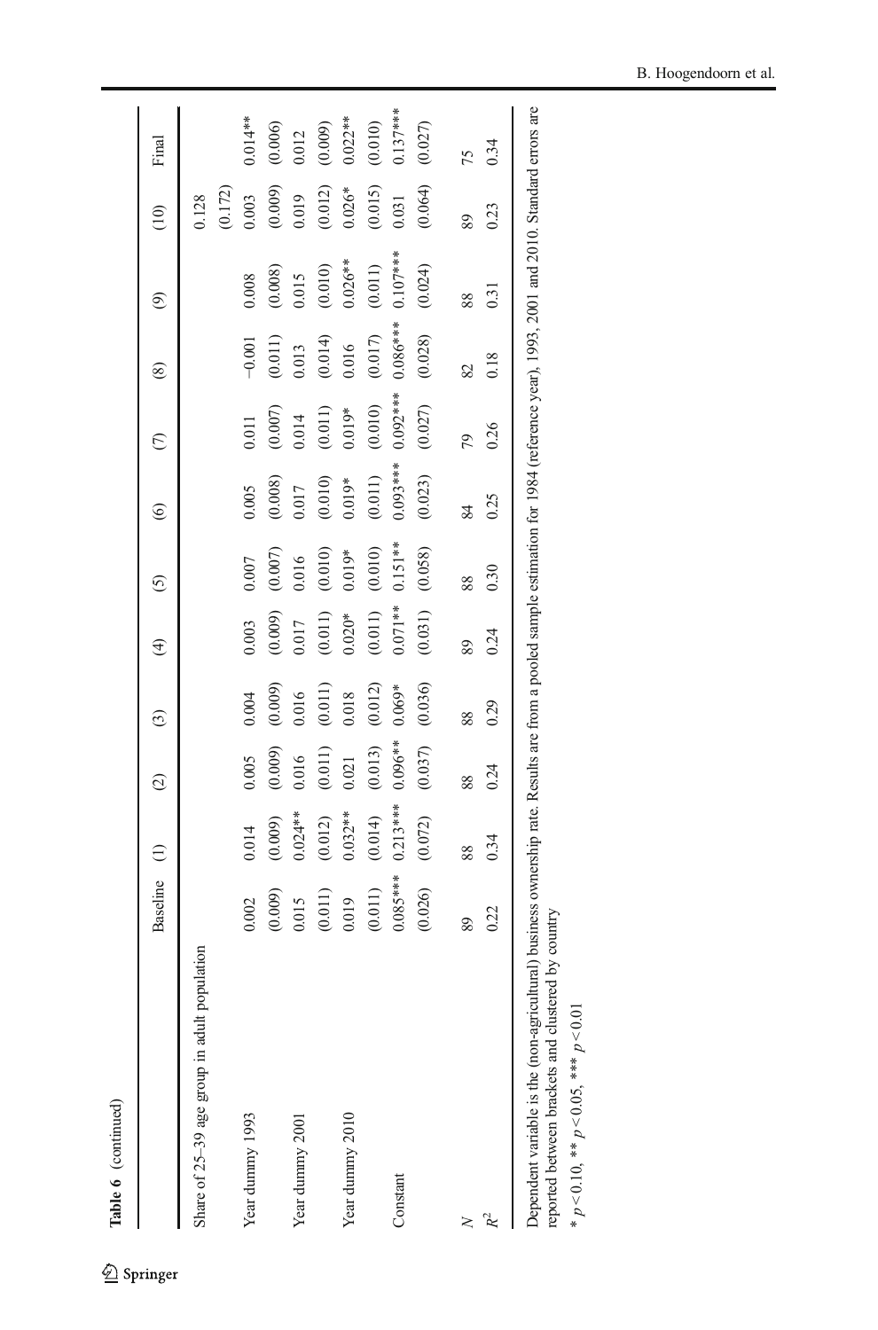Table 6 (continued)

| | Baseline | (1) | (2) | (3) | (4) | (5) | (6) | (7) | (8) | (9) | (10) | Final |
|---|---|---|---|---|---|---|---|---|---|---|---|---|
| Share of 25–39 age group in adult population | | | | | | | | | | | 0.128 | |
| | | | | | | | | | | | (0.172) | |
| Year dummy 1993 | 0.002 | 0.014 | 0.005 | 0.004 | 0.003 | 0.007 | 0.005 | 0.011 | −0.001 | 0.008 | 0.003 | 0.014** |
| | (0.009) | (0.009) | (0.009) | (0.009) | (0.009) | (0.007) | (0.008) | (0.007) | (0.011) | (0.008) | (0.009) | (0.006) |
| Year dummy 2001 | 0.015 | 0.024** | 0.016 | 0.016 | 0.017 | 0.016 | 0.017 | 0.014 | 0.013 | 0.015 | 0.019 | 0.012 |
| | (0.011) | (0.012) | (0.011) | (0.011) | (0.011) | (0.010) | (0.010) | (0.011) | (0.014) | (0.010) | (0.012) | (0.009) |
| Year dummy 2010 | 0.019 | 0.032** | 0.021 | 0.018 | 0.020* | 0.019* | 0.019* | 0.019* | 0.016 | 0.026** | 0.026* | 0.022** |
| | (0.011) | (0.014) | (0.013) | (0.012) | (0.011) | (0.010) | (0.011) | (0.010) | (0.017) | (0.011) | (0.015) | (0.010) |
| Constant | 0.085*** | 0.213*** | 0.096** | 0.069* | 0.071** | 0.151** | 0.093*** | 0.092*** | 0.086*** | 0.107*** | 0.031 | 0.137*** |
| | (0.026) | (0.072) | (0.037) | (0.036) | (0.031) | (0.058) | (0.023) | (0.027) | (0.028) | (0.024) | (0.064) | (0.027) |
| $N$ | 89 | 88 | 88 | 88 | 89 | 88 | 84 | 79 | 82 | 88 | 89 | 75 |
| $R^2$ | 0.22 | 0.34 | 0.24 | 0.29 | 0.24 | 0.30 | 0.25 | 0.26 | 0.18 | 0.31 | 0.23 | 0.34 |

Dependent variable is the (non-agricultural) business ownership rate. Results are from a pooled sample estimation for 1984 (reference year), 1993, 2001 and 2010. Standard errors are reported between brackets and clustered by country

* $p<0.10$, ** $p<0.05$, *** $p<0.01$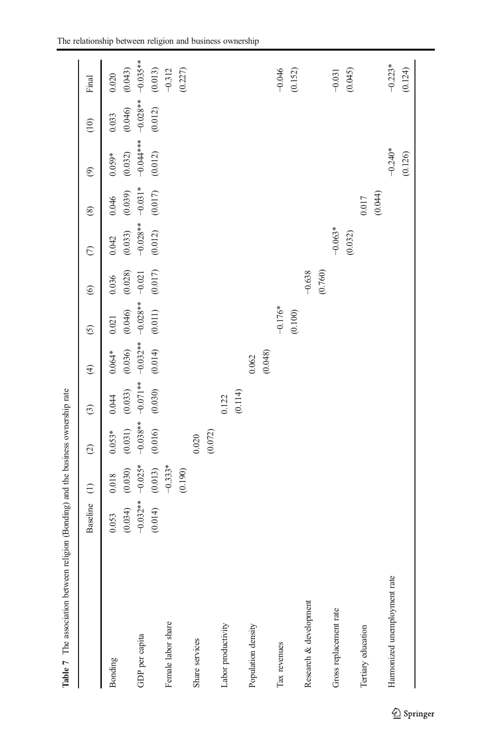**Table 7** The association between religion (Bonding) and the business ownership rate

| | Baseline | (1) | (2) | (3) | (4) | (5) | (6) | (7) | (8) | (9) | (10) | Final |
|---|---|---|---|---|---|---|---|---|---|---|---|---|
| Bonding | 0.053 | 0.018 | 0.053* | 0.044 | 0.064* | 0.021 | 0.036 | 0.042 | 0.046 | 0.059* | 0.033 | 0.020 |
| | (0.034) | (0.030) | (0.031) | (0.033) | (0.036) | (0.046) | (0.028) | (0.033) | (0.039) | (0.032) | (0.046) | (0.043) |
| GDP per capita | −0.032** | −0.025* | −0.038** | −0.071** | −0.032** | −0.028** | −0.021 | −0.028** | −0.031* | −0.044*** | −0.028** | −0.035** |
| | (0.014) | (0.013) | (0.016) | (0.030) | (0.014) | (0.011) | (0.017) | (0.012) | (0.017) | (0.012) | (0.012) | (0.013) |
| Female labor share | | −0.333* | | | | | | | | | | −0.312 |
| | | (0.190) | | | | | | | | | | (0.227) |
| Share services | | | 0.020 | | | | | | | | | |
| | | | (0.072) | | | | | | | | | |
| Labor productivity | | | | 0.122 | | | | | | | | |
| | | | | (0.114) | | | | | | | | |
| Population density | | | | | 0.062 | | | | | | | |
| | | | | | (0.048) | | | | | | | |
| Tax revenues | | | | | | −0.176* | | | | | | −0.046 |
| | | | | | | (0.100) | | | | | | (0.152) |
| Research & development | | | | | | | −0.638 | | | | | |
| | | | | | | | (0.760) | | | | | |
| Gross replacement rate | | | | | | | | −0.063* | | | | −0.031 |
| | | | | | | | | (0.032) | | | | (0.045) |
| Tertiary education | | | | | | | | | 0.017 | | | |
| | | | | | | | | | (0.044) | | | |
| Harmonized unemployment rate | | | | | | | | | | −0.240* | | −0.223* |
| | | | | | | | | | | (0.126) | | (0.124) |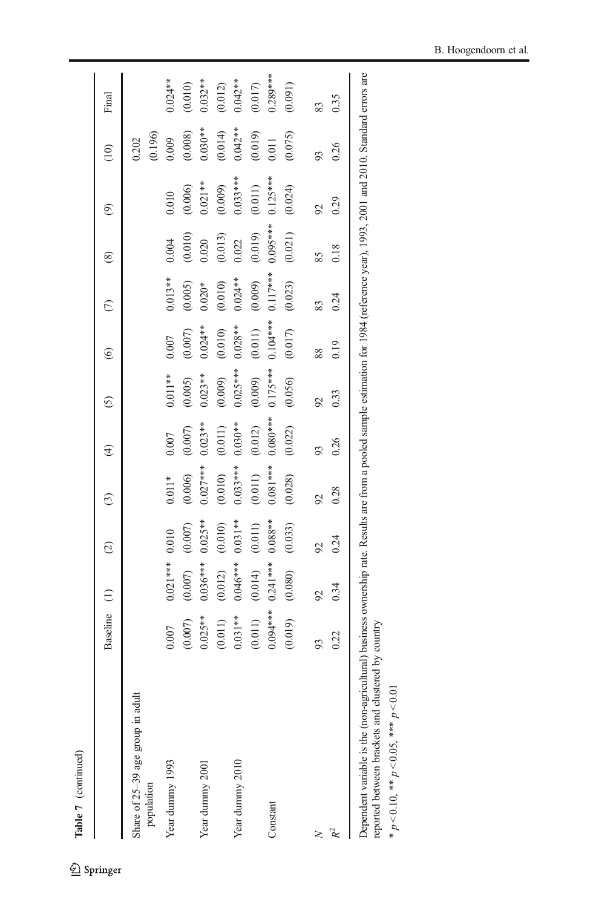**Table 7** (continued)

| | Baseline | (1) | (2) | (3) | (4) | (5) | (6) | (7) | (8) | (9) | (10) | Final |
|---|---|---|---|---|---|---|---|---|---|---|---|---|
| Share of 25–39 age group in adult population | | | | | | | | | | | 0.202 | |
| | | | | | | | | | | | (0.196) | |
| Year dummy 1993 | 0.007 | 0.021*** | 0.010 | 0.011* | 0.007 | 0.011** | 0.007 | 0.013** | 0.004 | 0.010 | 0.009 | 0.024** |
| | (0.007) | (0.007) | (0.007) | (0.006) | (0.007) | (0.005) | (0.007) | (0.005) | (0.010) | (0.006) | (0.008) | (0.010) |
| Year dummy 2001 | 0.025** | 0.036*** | 0.025** | 0.027*** | 0.023** | 0.023** | 0.024** | 0.020* | 0.020 | 0.021** | 0.030** | 0.032** |
| | (0.011) | (0.012) | (0.010) | (0.010) | (0.011) | (0.009) | (0.010) | (0.010) | (0.013) | (0.009) | (0.014) | (0.012) |
| Year dummy 2010 | 0.031** | 0.046*** | 0.031** | 0.033*** | 0.030** | 0.025*** | 0.028** | 0.024** | 0.022 | 0.033*** | 0.042** | 0.042** |
| | (0.011) | (0.014) | (0.011) | (0.011) | (0.012) | (0.009) | (0.011) | (0.009) | (0.019) | (0.011) | (0.019) | (0.017) |
| Constant | 0.094*** | 0.241*** | 0.088** | 0.081*** | 0.080*** | 0.175*** | 0.104*** | 0.117*** | 0.095*** | 0.125*** | 0.011 | 0.289*** |
| | (0.019) | (0.080) | (0.033) | (0.028) | (0.022) | (0.056) | (0.017) | (0.023) | (0.021) | (0.024) | (0.075) | (0.091) |
| $N$ | 93 | 92 | 92 | 92 | 93 | 92 | 88 | 83 | 85 | 92 | 93 | 83 |
| $R^2$ | 0.22 | 0.34 | 0.24 | 0.28 | 0.26 | 0.33 | 0.19 | 0.24 | 0.18 | 0.29 | 0.26 | 0.35 |

Dependent variable is the (non-agricultural) business ownership rate. Results are from a pooled sample estimation for 1984 (reference year), 1993, 2001 and 2010. Standard errors are reported between brackets and clustered by country

* $p < 0.10$, ** $p < 0.05$, *** $p < 0.01$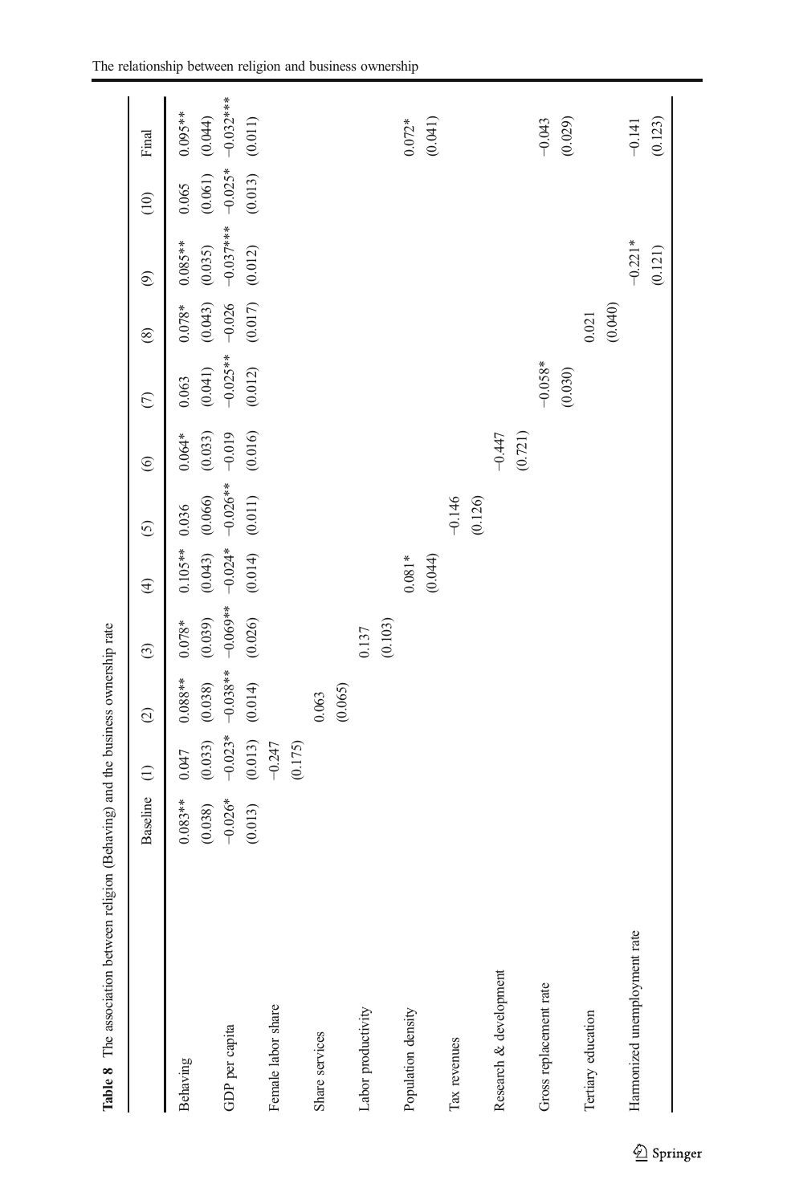**Table 8** The association between religion (Behaving) and the business ownership rate

| | Baseline | (1) | (2) | (3) | (4) | (5) | (6) | (7) | (8) | (9) | (10) | Final |
|---|---|---|---|---|---|---|---|---|---|---|---|---|
| Behaving | 0.083** | 0.047 | 0.088** | 0.078* | 0.105** | 0.036 | 0.064* | 0.063 | 0.078* | 0.085** | 0.065 | 0.095** |
| | (0.038) | (0.033) | (0.038) | (0.039) | (0.043) | (0.066) | (0.033) | (0.041) | (0.043) | (0.035) | (0.061) | (0.044) |
| GDP per capita | −0.026* | −0.023* | −0.038** | −0.069** | −0.024* | −0.026** | −0.019 | −0.025** | −0.026 | −0.037*** | −0.025* | −0.032*** |
| | (0.013) | (0.013) | (0.014) | (0.026) | (0.014) | (0.011) | (0.016) | (0.012) | (0.017) | (0.012) | (0.013) | (0.011) |
| Female labor share | | −0.247 | | | | | | | | | | |
| | | (0.175) | | | | | | | | | | |
| Share services | | | 0.063 | | | | | | | | | |
| | | | (0.065) | | | | | | | | | |
| Labor productivity | | | | 0.137 | | | | | | | | |
| | | | | (0.103) | | | | | | | | |
| Population density | | | | | 0.081* | | | | | | | 0.072* |
| | | | | | (0.044) | | | | | | | (0.041) |
| Tax revenues | | | | | | −0.146 | | | | | | |
| | | | | | | (0.126) | | | | | | |
| Research & development | | | | | | | −0.447 | | | | | |
| | | | | | | | (0.721) | | | | | |
| Gross replacement rate | | | | | | | | −0.058* | | | | −0.043 |
| | | | | | | | | (0.030) | | | | (0.029) |
| Tertiary education | | | | | | | | | 0.021 | | | |
| | | | | | | | | | (0.040) | | | |
| Harmonized unemployment rate | | | | | | | | | | −0.221* | | −0.141 |
| | | | | | | | | | | (0.121) | | (0.123) |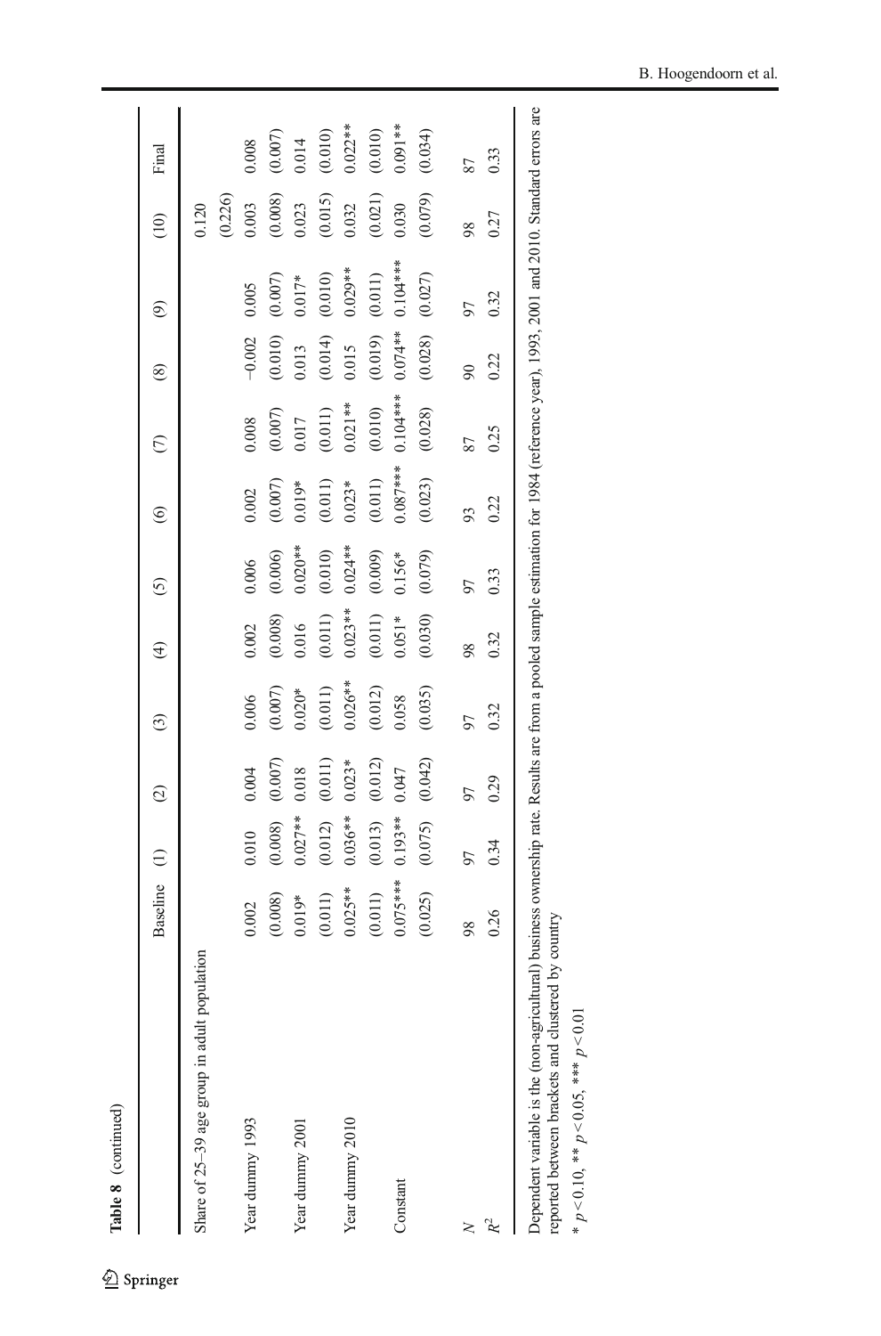Table 8 (continued)

| | Baseline | (1) | (2) | (3) | (4) | (5) | (6) | (7) | (8) | (9) | (10) | Final |
|---|---|---|---|---|---|---|---|---|---|---|---|---|
| Share of 25–39 age group in adult population | | | | | | | | | | | 0.120 | |
| | | | | | | | | | | | (0.226) | |
| Year dummy 1993 | 0.002 | 0.010 | 0.004 | 0.006 | 0.002 | 0.006 | 0.002 | 0.008 | −0.002 | 0.005 | 0.003 | 0.008 |
| | (0.008) | (0.008) | (0.007) | (0.007) | (0.008) | (0.006) | (0.007) | (0.007) | (0.010) | (0.007) | (0.008) | (0.007) |
| Year dummy 2001 | 0.019* | 0.027** | 0.018 | 0.020* | 0.016 | 0.020** | 0.019* | 0.017 | 0.013 | 0.017* | 0.023 | 0.014 |
| | (0.011) | (0.012) | (0.011) | (0.011) | (0.011) | (0.010) | (0.011) | (0.011) | (0.014) | (0.010) | (0.015) | (0.010) |
| Year dummy 2010 | 0.025** | 0.036** | 0.023* | 0.026** | 0.023** | 0.024** | 0.023* | 0.021** | 0.015 | 0.029** | 0.032 | 0.022** |
| | (0.011) | (0.013) | (0.012) | (0.012) | (0.011) | (0.009) | (0.011) | (0.010) | (0.019) | (0.011) | (0.021) | (0.010) |
| Constant | 0.075*** | 0.193** | 0.047 | 0.058 | 0.051* | 0.156* | 0.087*** | 0.104*** | 0.074** | 0.104*** | 0.030 | 0.091** |
| | (0.025) | (0.075) | (0.042) | (0.035) | (0.030) | (0.079) | (0.023) | (0.028) | (0.028) | (0.027) | (0.079) | (0.034) |
| $N$ | 98 | 97 | 97 | 97 | 98 | 97 | 93 | 87 | 90 | 97 | 98 | 87 |
| $R^2$ | 0.26 | 0.34 | 0.29 | 0.32 | 0.32 | 0.33 | 0.22 | 0.25 | 0.22 | 0.32 | 0.27 | 0.33 |

Dependent variable is the (non-agricultural) business ownership rate. Results are from a pooled sample estimation for 1984 (reference year), 1993, 2001 and 2010. Standard errors are reported between brackets and clustered by country

* $p < 0.10$, ** $p < 0.05$, *** $p < 0.01$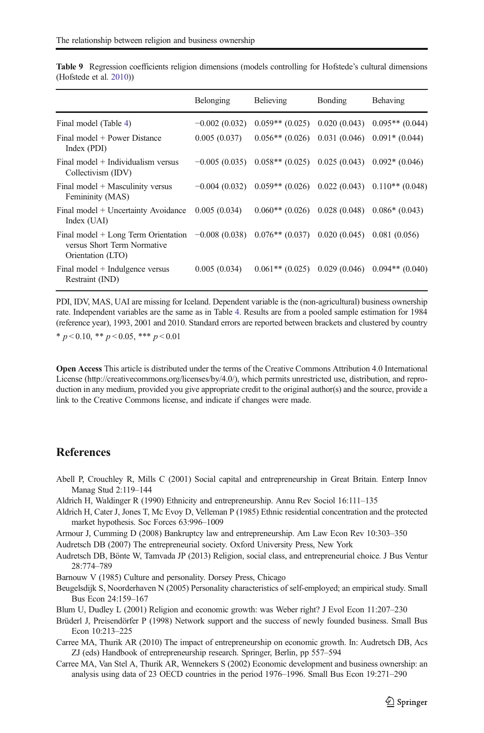**Table 9** Regression coefficients religion dimensions (models controlling for Hofstede's cultural dimensions (Hofstede et al. 2010))

| | Belonging | Believing | Bonding | Behaving |
|---|---|---|---|---|
| Final model (Table 4) | −0.002 (0.032) | 0.059** (0.025) | 0.020 (0.043) | 0.095** (0.044) |
| Final model + Power Distance Index (PDI) | 0.005 (0.037) | 0.056** (0.026) | 0.031 (0.046) | 0.091* (0.044) |
| Final model + Individualism versus Collectivism (IDV) | −0.005 (0.035) | 0.058** (0.025) | 0.025 (0.043) | 0.092* (0.046) |
| Final model + Masculinity versus Femininity (MAS) | −0.004 (0.032) | 0.059** (0.026) | 0.022 (0.043) | 0.110** (0.048) |
| Final model + Uncertainty Avoidance Index (UAI) | 0.005 (0.034) | 0.060** (0.026) | 0.028 (0.048) | 0.086* (0.043) |
| Final model + Long Term Orientation versus Short Term Normative Orientation (LTO) | −0.008 (0.038) | 0.076** (0.037) | 0.020 (0.045) | 0.081 (0.056) |
| Final model + Indulgence versus Restraint (IND) | 0.005 (0.034) | 0.061** (0.025) | 0.029 (0.046) | 0.094** (0.040) |

PDI, IDV, MAS, UAI are missing for Iceland. Dependent variable is the (non-agricultural) business ownership rate. Independent variables are the same as in Table 4. Results are from a pooled sample estimation for 1984 (reference year), 1993, 2001 and 2010. Standard errors are reported between brackets and clustered by country

* $p < 0.10$, ** $p < 0.05$, *** $p < 0.01$

**Open Access** This article is distributed under the terms of the Creative Commons Attribution 4.0 International License (http://creativecommons.org/licenses/by/4.0/), which permits unrestricted use, distribution, and reproduction in any medium, provided you give appropriate credit to the original author(s) and the source, provide a link to the Creative Commons license, and indicate if changes were made.

## References

Abell P, Crouchley R, Mills C (2001) Social capital and entrepreneurship in Great Britain. Enterp Innov Manag Stud 2:119–144

Aldrich H, Waldinger R (1990) Ethnicity and entrepreneurship. Annu Rev Sociol 16:111–135

Aldrich H, Cater J, Jones T, Mc Evoy D, Velleman P (1985) Ethnic residential concentration and the protected market hypothesis. Soc Forces 63:996–1009

Armour J, Cumming D (2008) Bankruptcy law and entrepreneurship. Am Law Econ Rev 10:303–350

Audretsch DB (2007) The entrepreneurial society. Oxford University Press, New York

Audretsch DB, Bönte W, Tamvada JP (2013) Religion, social class, and entrepreneurial choice. J Bus Ventur 28:774–789

Barnouw V (1985) Culture and personality. Dorsey Press, Chicago

Beugelsdijk S, Noorderhaven N (2005) Personality characteristics of self-employed; an empirical study. Small Bus Econ 24:159–167

Blum U, Dudley L (2001) Religion and economic growth: was Weber right? J Evol Econ 11:207–230

Brüderl J, Preisendörfer P (1998) Network support and the success of newly founded business. Small Bus Econ 10:213–225

Carree MA, Thurik AR (2010) The impact of entrepreneurship on economic growth. In: Audretsch DB, Acs ZJ (eds) Handbook of entrepreneurship research. Springer, Berlin, pp 557–594

Carree MA, Van Stel A, Thurik AR, Wennekers S (2002) Economic development and business ownership: an analysis using data of 23 OECD countries in the period 1976–1996. Small Bus Econ 19:271–290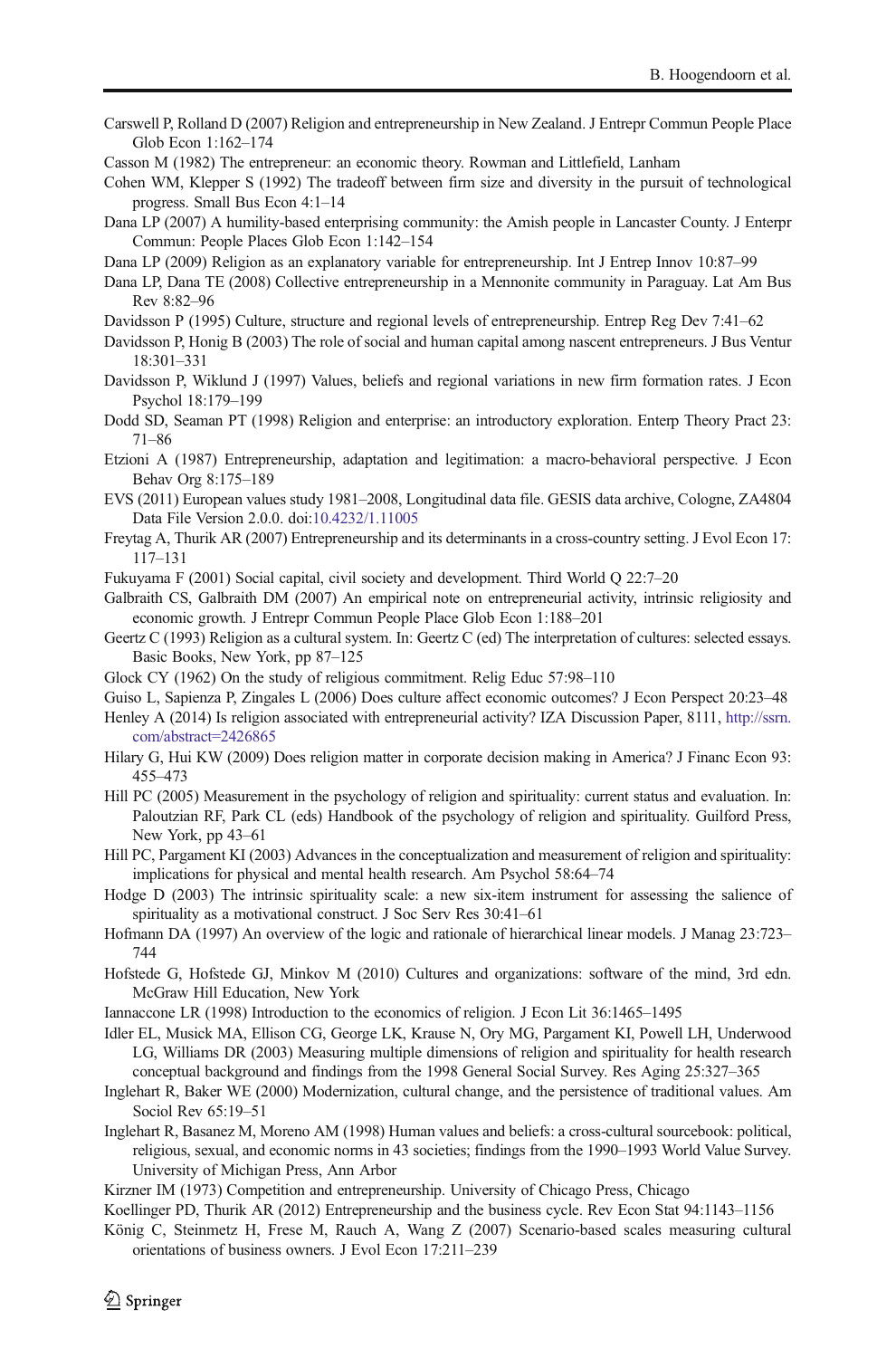Carswell P, Rolland D (2007) Religion and entrepreneurship in New Zealand. J Entrepr Commun People Place Glob Econ 1:162–174

Casson M (1982) The entrepreneur: an economic theory. Rowman and Littlefield, Lanham

Cohen WM, Klepper S (1992) The tradeoff between firm size and diversity in the pursuit of technological progress. Small Bus Econ 4:1–14

Dana LP (2007) A humility-based enterprising community: the Amish people in Lancaster County. J Enterpr Commun: People Places Glob Econ 1:142–154

Dana LP (2009) Religion as an explanatory variable for entrepreneurship. Int J Entrep Innov 10:87–99

Dana LP, Dana TE (2008) Collective entrepreneurship in a Mennonite community in Paraguay. Lat Am Bus Rev 8:82–96

Davidsson P (1995) Culture, structure and regional levels of entrepreneurship. Entrep Reg Dev 7:41–62

Davidsson P, Honig B (2003) The role of social and human capital among nascent entrepreneurs. J Bus Ventur 18:301–331

Davidsson P, Wiklund J (1997) Values, beliefs and regional variations in new firm formation rates. J Econ Psychol 18:179–199

Dodd SD, Seaman PT (1998) Religion and enterprise: an introductory exploration. Enterp Theory Pract 23: 71–86

Etzioni A (1987) Entrepreneurship, adaptation and legitimation: a macro-behavioral perspective. J Econ Behav Org 8:175–189

EVS (2011) European values study 1981–2008, Longitudinal data file. GESIS data archive, Cologne, ZA4804 Data File Version 2.0.0. doi:10.4232/1.11005

Freytag A, Thurik AR (2007) Entrepreneurship and its determinants in a cross-country setting. J Evol Econ 17: 117–131

Fukuyama F (2001) Social capital, civil society and development. Third World Q 22:7–20

Galbraith CS, Galbraith DM (2007) An empirical note on entrepreneurial activity, intrinsic religiosity and economic growth. J Entrepr Commun People Place Glob Econ 1:188–201

Geertz C (1993) Religion as a cultural system. In: Geertz C (ed) The interpretation of cultures: selected essays. Basic Books, New York, pp 87–125

Glock CY (1962) On the study of religious commitment. Relig Educ 57:98–110

Guiso L, Sapienza P, Zingales L (2006) Does culture affect economic outcomes? J Econ Perspect 20:23–48

Henley A (2014) Is religion associated with entrepreneurial activity? IZA Discussion Paper, 8111, http://ssrn.com/abstract=2426865

Hilary G, Hui KW (2009) Does religion matter in corporate decision making in America? J Financ Econ 93: 455–473

Hill PC (2005) Measurement in the psychology of religion and spirituality: current status and evaluation. In: Paloutzian RF, Park CL (eds) Handbook of the psychology of religion and spirituality. Guilford Press, New York, pp 43–61

Hill PC, Pargament KI (2003) Advances in the conceptualization and measurement of religion and spirituality: implications for physical and mental health research. Am Psychol 58:64–74

Hodge D (2003) The intrinsic spirituality scale: a new six-item instrument for assessing the salience of spirituality as a motivational construct. J Soc Serv Res 30:41–61

Hofmann DA (1997) An overview of the logic and rationale of hierarchical linear models. J Manag 23:723–744

Hofstede G, Hofstede GJ, Minkov M (2010) Cultures and organizations: software of the mind, 3rd edn. McGraw Hill Education, New York

Iannaccone LR (1998) Introduction to the economics of religion. J Econ Lit 36:1465–1495

Idler EL, Musick MA, Ellison CG, George LK, Krause N, Ory MG, Pargament KI, Powell LH, Underwood LG, Williams DR (2003) Measuring multiple dimensions of religion and spirituality for health research conceptual background and findings from the 1998 General Social Survey. Res Aging 25:327–365

Inglehart R, Baker WE (2000) Modernization, cultural change, and the persistence of traditional values. Am Sociol Rev 65:19–51

Inglehart R, Basanez M, Moreno AM (1998) Human values and beliefs: a cross-cultural sourcebook: political, religious, sexual, and economic norms in 43 societies; findings from the 1990–1993 World Value Survey. University of Michigan Press, Ann Arbor

Kirzner IM (1973) Competition and entrepreneurship. University of Chicago Press, Chicago

Koellinger PD, Thurik AR (2012) Entrepreneurship and the business cycle. Rev Econ Stat 94:1143–1156

König C, Steinmetz H, Frese M, Rauch A, Wang Z (2007) Scenario-based scales measuring cultural orientations of business owners. J Evol Econ 17:211–239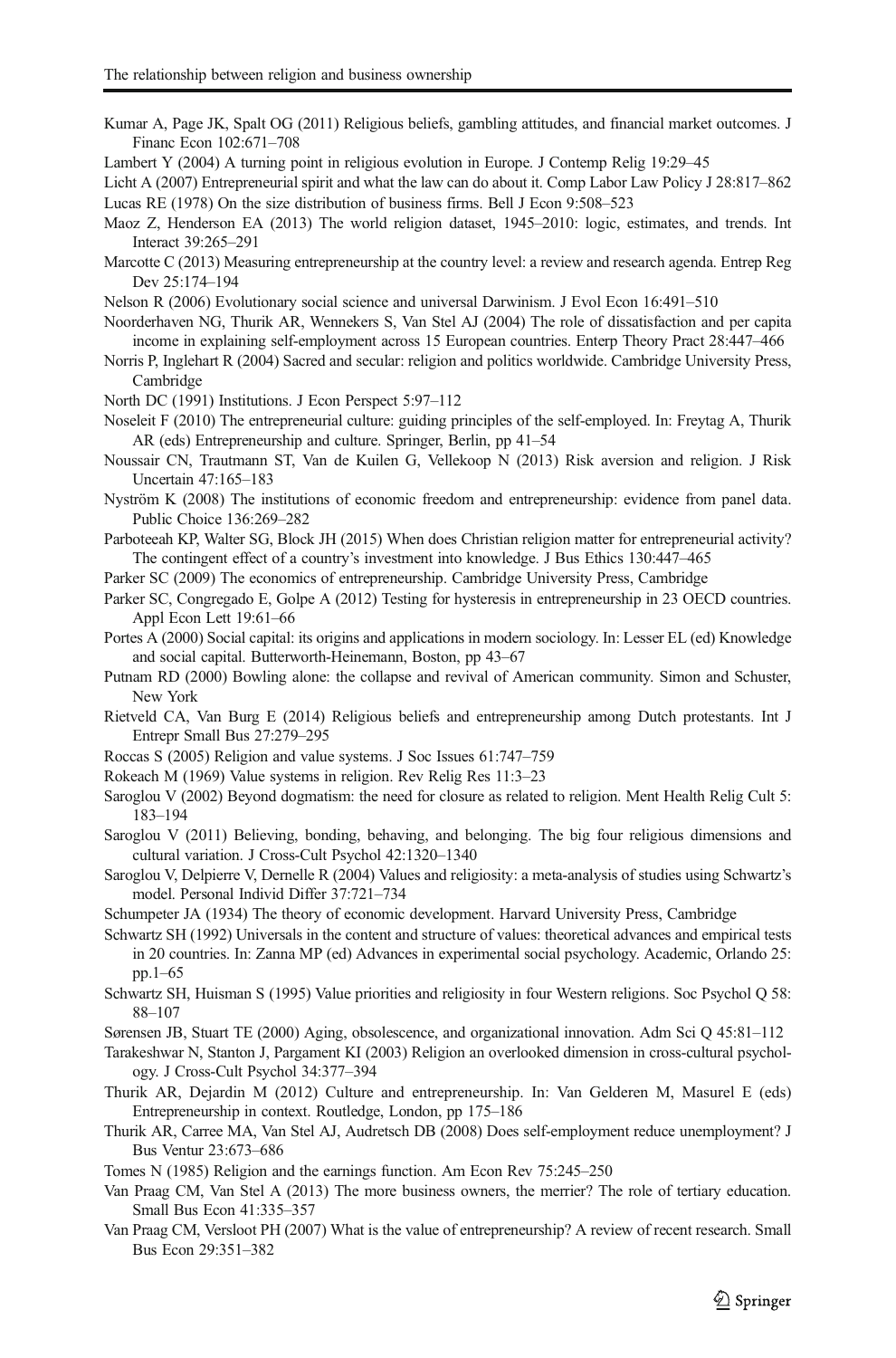Kumar A, Page JK, Spalt OG (2011) Religious beliefs, gambling attitudes, and financial market outcomes. J Financ Econ 102:671–708

Lambert Y (2004) A turning point in religious evolution in Europe. J Contemp Relig 19:29–45

Licht A (2007) Entrepreneurial spirit and what the law can do about it. Comp Labor Law Policy J 28:817–862

Lucas RE (1978) On the size distribution of business firms. Bell J Econ 9:508–523

Maoz Z, Henderson EA (2013) The world religion dataset, 1945–2010: logic, estimates, and trends. Int Interact 39:265–291

Marcotte C (2013) Measuring entrepreneurship at the country level: a review and research agenda. Entrep Reg Dev 25:174–194

Nelson R (2006) Evolutionary social science and universal Darwinism. J Evol Econ 16:491–510

Noorderhaven NG, Thurik AR, Wennekers S, Van Stel AJ (2004) The role of dissatisfaction and per capita income in explaining self-employment across 15 European countries. Enterp Theory Pract 28:447–466

Norris P, Inglehart R (2004) Sacred and secular: religion and politics worldwide. Cambridge University Press, Cambridge

North DC (1991) Institutions. J Econ Perspect 5:97–112

Noseleit F (2010) The entrepreneurial culture: guiding principles of the self-employed. In: Freytag A, Thurik AR (eds) Entrepreneurship and culture. Springer, Berlin, pp 41–54

Noussair CN, Trautmann ST, Van de Kuilen G, Vellekoop N (2013) Risk aversion and religion. J Risk Uncertain 47:165–183

Nyström K (2008) The institutions of economic freedom and entrepreneurship: evidence from panel data. Public Choice 136:269–282

Parboteeah KP, Walter SG, Block JH (2015) When does Christian religion matter for entrepreneurial activity? The contingent effect of a country's investment into knowledge. J Bus Ethics 130:447–465

Parker SC (2009) The economics of entrepreneurship. Cambridge University Press, Cambridge

Parker SC, Congregado E, Golpe A (2012) Testing for hysteresis in entrepreneurship in 23 OECD countries. Appl Econ Lett 19:61–66

Portes A (2000) Social capital: its origins and applications in modern sociology. In: Lesser EL (ed) Knowledge and social capital. Butterworth-Heinemann, Boston, pp 43–67

Putnam RD (2000) Bowling alone: the collapse and revival of American community. Simon and Schuster, New York

Rietveld CA, Van Burg E (2014) Religious beliefs and entrepreneurship among Dutch protestants. Int J Entrepr Small Bus 27:279–295

Roccas S (2005) Religion and value systems. J Soc Issues 61:747–759

Rokeach M (1969) Value systems in religion. Rev Relig Res 11:3–23

Saroglou V (2002) Beyond dogmatism: the need for closure as related to religion. Ment Health Relig Cult 5:183–194

Saroglou V (2011) Believing, bonding, behaving, and belonging. The big four religious dimensions and cultural variation. J Cross-Cult Psychol 42:1320–1340

Saroglou V, Delpierre V, Dernelle R (2004) Values and religiosity: a meta-analysis of studies using Schwartz's model. Personal Individ Differ 37:721–734

Schumpeter JA (1934) The theory of economic development. Harvard University Press, Cambridge

Schwartz SH (1992) Universals in the content and structure of values: theoretical advances and empirical tests in 20 countries. In: Zanna MP (ed) Advances in experimental social psychology. Academic, Orlando 25: pp.1–65

Schwartz SH, Huisman S (1995) Value priorities and religiosity in four Western religions. Soc Psychol Q 58:88–107

Sørensen JB, Stuart TE (2000) Aging, obsolescence, and organizational innovation. Adm Sci Q 45:81–112

Tarakeshwar N, Stanton J, Pargament KI (2003) Religion an overlooked dimension in cross-cultural psychology. J Cross-Cult Psychol 34:377–394

Thurik AR, Dejardin M (2012) Culture and entrepreneurship. In: Van Gelderen M, Masurel E (eds) Entrepreneurship in context. Routledge, London, pp 175–186

Thurik AR, Carree MA, Van Stel AJ, Audretsch DB (2008) Does self-employment reduce unemployment? J Bus Ventur 23:673–686

Tomes N (1985) Religion and the earnings function. Am Econ Rev 75:245–250

Van Praag CM, Van Stel A (2013) The more business owners, the merrier? The role of tertiary education. Small Bus Econ 41:335–357

Van Praag CM, Versloot PH (2007) What is the value of entrepreneurship? A review of recent research. Small Bus Econ 29:351–382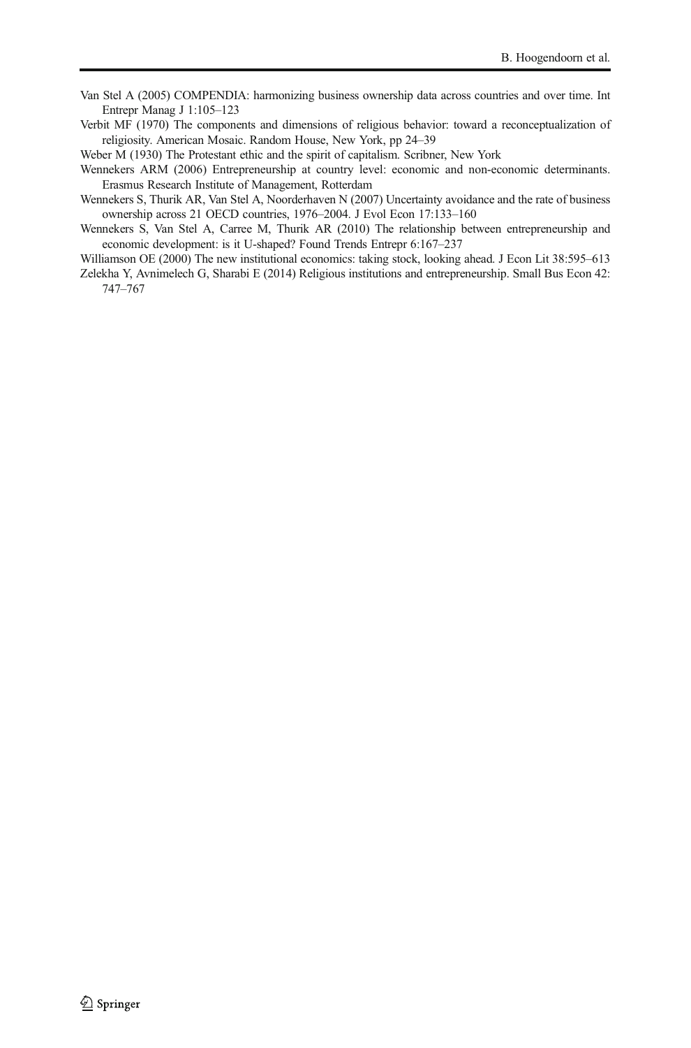Van Stel A (2005) COMPENDIA: harmonizing business ownership data across countries and over time. Int Entrepr Manag J 1:105–123

Verbit MF (1970) The components and dimensions of religious behavior: toward a reconceptualization of religiosity. American Mosaic. Random House, New York, pp 24–39

Weber M (1930) The Protestant ethic and the spirit of capitalism. Scribner, New York

Wennekers ARM (2006) Entrepreneurship at country level: economic and non-economic determinants. Erasmus Research Institute of Management, Rotterdam

Wennekers S, Thurik AR, Van Stel A, Noorderhaven N (2007) Uncertainty avoidance and the rate of business ownership across 21 OECD countries, 1976–2004. J Evol Econ 17:133–160

Wennekers S, Van Stel A, Carree M, Thurik AR (2010) The relationship between entrepreneurship and economic development: is it U-shaped? Found Trends Entrepr 6:167–237

Williamson OE (2000) The new institutional economics: taking stock, looking ahead. J Econ Lit 38:595–613

Zelekha Y, Avnimelech G, Sharabi E (2014) Religious institutions and entrepreneurship. Small Bus Econ 42: 747–767